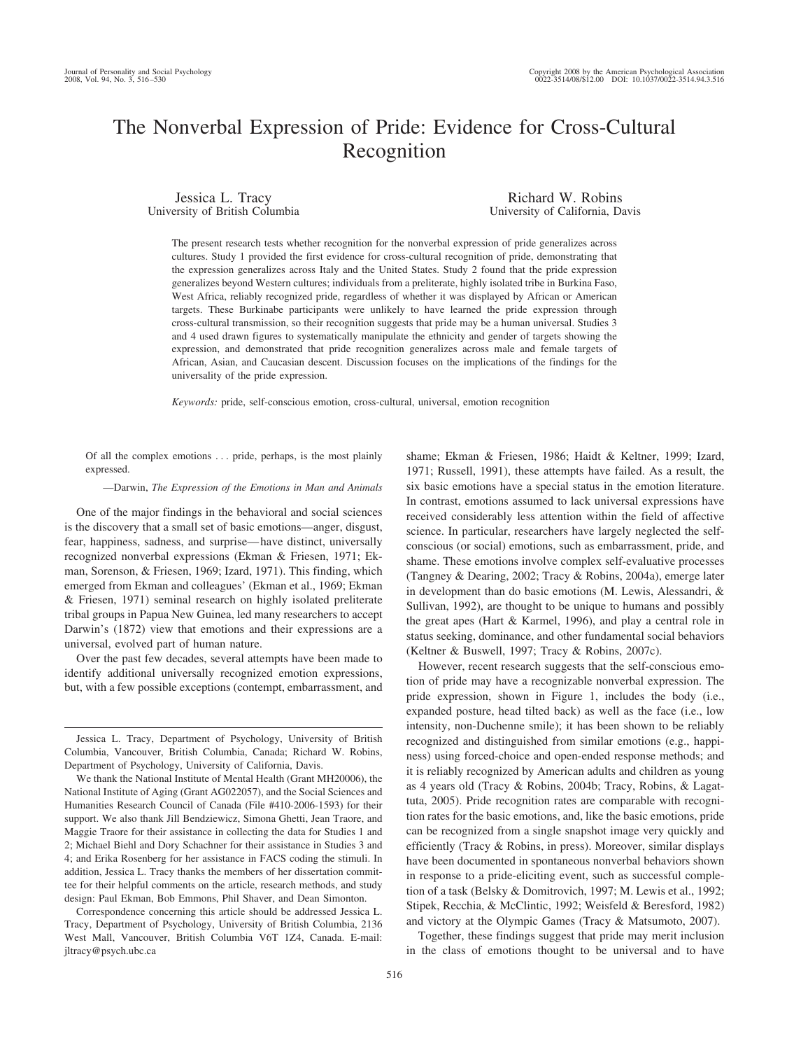# The Nonverbal Expression of Pride: Evidence for Cross-Cultural Recognition

Jessica L. Tracy
University of British Columbia

Richard W. Robins
University of California, Davis

The present research tests whether recognition for the nonverbal expression of pride generalizes across cultures. Study 1 provided the first evidence for cross-cultural recognition of pride, demonstrating that the expression generalizes across Italy and the United States. Study 2 found that the pride expression generalizes beyond Western cultures; individuals from a preliterate, highly isolated tribe in Burkina Faso, West Africa, reliably recognized pride, regardless of whether it was displayed by African or American targets. These Burkinabe participants were unlikely to have learned the pride expression through cross-cultural transmission, so their recognition suggests that pride may be a human universal. Studies 3 and 4 used drawn figures to systematically manipulate the ethnicity and gender of targets showing the expression, and demonstrated that pride recognition generalizes across male and female targets of African, Asian, and Caucasian descent. Discussion focuses on the implications of the findings for the universality of the pride expression.

*Keywords:* pride, self-conscious emotion, cross-cultural, universal, emotion recognition

> Of all the complex emotions . . . pride, perhaps, is the most plainly expressed.
>
> —Darwin, *The Expression of the Emotions in Man and Animals*

One of the major findings in the behavioral and social sciences is the discovery that a small set of basic emotions—anger, disgust, fear, happiness, sadness, and surprise—have distinct, universally recognized nonverbal expressions (Ekman & Friesen, 1971; Ekman, Sorenson, & Friesen, 1969; Izard, 1971). This finding, which emerged from Ekman and colleagues' (Ekman et al., 1969; Ekman & Friesen, 1971) seminal research on highly isolated preliterate tribal groups in Papua New Guinea, led many researchers to accept Darwin's (1872) view that emotions and their expressions are a universal, evolved part of human nature.

Over the past few decades, several attempts have been made to identify additional universally recognized emotion expressions, but, with a few possible exceptions (contempt, embarrassment, and shame; Ekman & Friesen, 1986; Haidt & Keltner, 1999; Izard, 1971; Russell, 1991), these attempts have failed. As a result, the six basic emotions have a special status in the emotion literature. In contrast, emotions assumed to lack universal expressions have received considerably less attention within the field of affective science. In particular, researchers have largely neglected the self-conscious (or social) emotions, such as embarrassment, pride, and shame. These emotions involve complex self-evaluative processes (Tangney & Dearing, 2002; Tracy & Robins, 2004a), emerge later in development than do basic emotions (M. Lewis, Alessandri, & Sullivan, 1992), are thought to be unique to humans and possibly the great apes (Hart & Karmel, 1996), and play a central role in status seeking, dominance, and other fundamental social behaviors (Keltner & Buswell, 1997; Tracy & Robins, 2007c).

However, recent research suggests that the self-conscious emotion of pride may have a recognizable nonverbal expression. The pride expression, shown in Figure 1, includes the body (i.e., expanded posture, head tilted back) as well as the face (i.e., low intensity, non-Duchenne smile); it has been shown to be reliably recognized and distinguished from similar emotions (e.g., happiness) using forced-choice and open-ended response methods; and it is reliably recognized by American adults and children as young as 4 years old (Tracy & Robins, 2004b; Tracy, Robins, & Lagattuta, 2005). Pride recognition rates are comparable with recognition rates for the basic emotions, and, like the basic emotions, pride can be recognized from a single snapshot image very quickly and efficiently (Tracy & Robins, in press). Moreover, similar displays have been documented in spontaneous nonverbal behaviors shown in response to a pride-eliciting event, such as successful completion of a task (Belsky & Domitrovich, 1997; M. Lewis et al., 1992; Stipek, Recchia, & McClintic, 1992; Weisfeld & Beresford, 1982) and victory at the Olympic Games (Tracy & Matsumoto, 2007).

Together, these findings suggest that pride may merit inclusion in the class of emotions thought to be universal and to have

---

Jessica L. Tracy, Department of Psychology, University of British Columbia, Vancouver, British Columbia, Canada; Richard W. Robins, Department of Psychology, University of California, Davis.

We thank the National Institute of Mental Health (Grant MH20006), the National Institute of Aging (Grant AG022057), and the Social Sciences and Humanities Research Council of Canada (File #410-2006-1593) for their support. We also thank Jill Bendziewicz, Simona Ghetti, Jean Traore, and Maggie Traore for their assistance in collecting the data for Studies 1 and 2; Michael Biehl and Dory Schachner for their assistance in Studies 3 and 4; and Erika Rosenberg for her assistance in FACS coding the stimuli. In addition, Jessica L. Tracy thanks the members of her dissertation committee for their helpful comments on the article, research methods, and study design: Paul Ekman, Bob Emmons, Phil Shaver, and Dean Simonton.

Correspondence concerning this article should be addressed Jessica L. Tracy, Department of Psychology, University of British Columbia, 2136 West Mall, Vancouver, British Columbia V6T 1Z4, Canada. E-mail: jltracy@psych.ubc.ca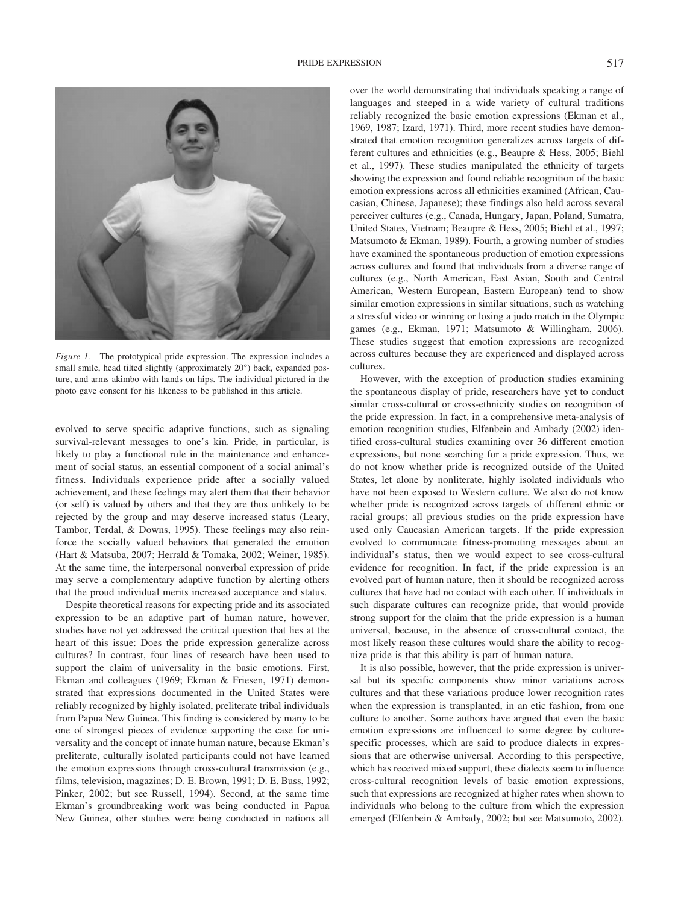*Figure 1.* The prototypical pride expression. The expression includes a small smile, head tilted slightly (approximately 20°) back, expanded posture, and arms akimbo with hands on hips. The individual pictured in the photo gave consent for his likeness to be published in this article.

evolved to serve specific adaptive functions, such as signaling survival-relevant messages to one's kin. Pride, in particular, is likely to play a functional role in the maintenance and enhancement of social status, an essential component of a social animal's fitness. Individuals experience pride after a socially valued achievement, and these feelings may alert them that their behavior (or self) is valued by others and that they are thus unlikely to be rejected by the group and may deserve increased status (Leary, Tambor, Terdal, & Downs, 1995). These feelings may also reinforce the socially valued behaviors that generated the emotion (Hart & Matsuba, 2007; Herrald & Tomaka, 2002; Weiner, 1985). At the same time, the interpersonal nonverbal expression of pride may serve a complementary adaptive function by alerting others that the proud individual merits increased acceptance and status.

Despite theoretical reasons for expecting pride and its associated expression to be an adaptive part of human nature, however, studies have not yet addressed the critical question that lies at the heart of this issue: Does the pride expression generalize across cultures? In contrast, four lines of research have been used to support the claim of universality in the basic emotions. First, Ekman and colleagues (1969; Ekman & Friesen, 1971) demonstrated that expressions documented in the United States were reliably recognized by highly isolated, preliterate tribal individuals from Papua New Guinea. This finding is considered by many to be one of strongest pieces of evidence supporting the case for universality and the concept of innate human nature, because Ekman's preliterate, culturally isolated participants could not have learned the emotion expressions through cross-cultural transmission (e.g., films, television, magazines; D. E. Brown, 1991; D. E. Buss, 1992; Pinker, 2002; but see Russell, 1994). Second, at the same time Ekman's groundbreaking work was being conducted in Papua New Guinea, other studies were being conducted in nations all over the world demonstrating that individuals speaking a range of languages and steeped in a wide variety of cultural traditions reliably recognized the basic emotion expressions (Ekman et al., 1969, 1987; Izard, 1971). Third, more recent studies have demonstrated that emotion recognition generalizes across targets of different cultures and ethnicities (e.g., Beaupre & Hess, 2005; Biehl et al., 1997). These studies manipulated the ethnicity of targets showing the expression and found reliable recognition of the basic emotion expressions across all ethnicities examined (African, Caucasian, Chinese, Japanese); these findings also held across several perceiver cultures (e.g., Canada, Hungary, Japan, Poland, Sumatra, United States, Vietnam; Beaupre & Hess, 2005; Biehl et al., 1997; Matsumoto & Ekman, 1989). Fourth, a growing number of studies have examined the spontaneous production of emotion expressions across cultures and found that individuals from a diverse range of cultures (e.g., North American, East Asian, South and Central American, Western European, Eastern European) tend to show similar emotion expressions in similar situations, such as watching a stressful video or winning or losing a judo match in the Olympic games (e.g., Ekman, 1971; Matsumoto & Willingham, 2006). These studies suggest that emotion expressions are recognized across cultures because they are experienced and displayed across cultures.

However, with the exception of production studies examining the spontaneous display of pride, researchers have yet to conduct similar cross-cultural or cross-ethnicity studies on recognition of the pride expression. In fact, in a comprehensive meta-analysis of emotion recognition studies, Elfenbein and Ambady (2002) identified cross-cultural studies examining over 36 different emotion expressions, but none searching for a pride expression. Thus, we do not know whether pride is recognized outside of the United States, let alone by nonliterate, highly isolated individuals who have not been exposed to Western culture. We also do not know whether pride is recognized across targets of different ethnic or racial groups; all previous studies on the pride expression have used only Caucasian American targets. If the pride expression evolved to communicate fitness-promoting messages about an individual's status, then we would expect to see cross-cultural evidence for recognition. In fact, if the pride expression is an evolved part of human nature, then it should be recognized across cultures that have had no contact with each other. If individuals in such disparate cultures can recognize pride, that would provide strong support for the claim that the pride expression is a human universal, because, in the absence of cross-cultural contact, the most likely reason these cultures would share the ability to recognize pride is that this ability is part of human nature.

It is also possible, however, that the pride expression is universal but its specific components show minor variations across cultures and that these variations produce lower recognition rates when the expression is transplanted, in an etic fashion, from one culture to another. Some authors have argued that even the basic emotion expressions are influenced to some degree by culture-specific processes, which are said to produce dialects in expressions that are otherwise universal. According to this perspective, which has received mixed support, these dialects seem to influence cross-cultural recognition levels of basic emotion expressions, such that expressions are recognized at higher rates when shown to individuals who belong to the culture from which the expression emerged (Elfenbein & Ambady, 2002; but see Matsumoto, 2002).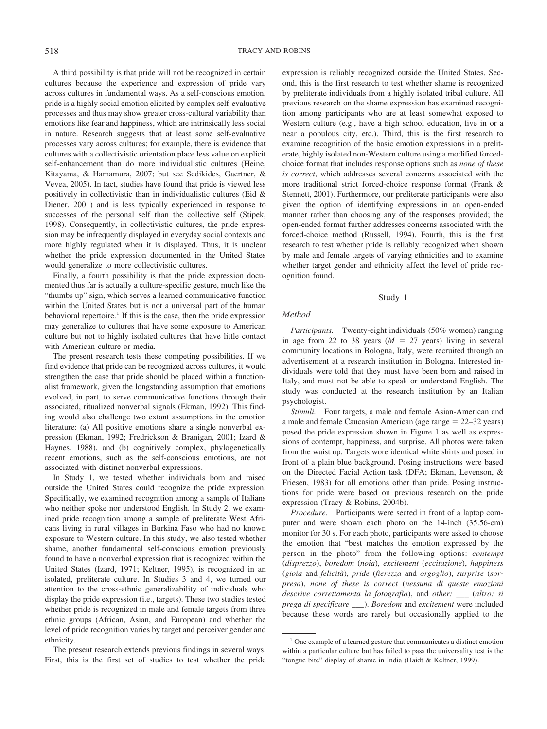A third possibility is that pride will not be recognized in certain cultures because the experience and expression of pride vary across cultures in fundamental ways. As a self-conscious emotion, pride is a highly social emotion elicited by complex self-evaluative processes and thus may show greater cross-cultural variability than emotions like fear and happiness, which are intrinsically less social in nature. Research suggests that at least some self-evaluative processes vary across cultures; for example, there is evidence that cultures with a collectivistic orientation place less value on explicit self-enhancement than do more individualistic cultures (Heine, Kitayama, & Hamamura, 2007; but see Sedikides, Gaertner, & Vevea, 2005). In fact, studies have found that pride is viewed less positively in collectivistic than in individualistic cultures (Eid & Diener, 2001) and is less typically experienced in response to successes of the personal self than the collective self (Stipek, 1998). Consequently, in collectivistic cultures, the pride expression may be infrequently displayed in everyday social contexts and more highly regulated when it is displayed. Thus, it is unclear whether the pride expression documented in the United States would generalize to more collectivistic cultures.

Finally, a fourth possibility is that the pride expression documented thus far is actually a culture-specific gesture, much like the "thumbs up" sign, which serves a learned communicative function within the United States but is not a universal part of the human behavioral repertoire.[1] If this is the case, then the pride expression may generalize to cultures that have some exposure to American culture but not to highly isolated cultures that have little contact with American culture or media.

The present research tests these competing possibilities. If we find evidence that pride can be recognized across cultures, it would strengthen the case that pride should be placed within a functionalist framework, given the longstanding assumption that emotions evolved, in part, to serve communicative functions through their associated, ritualized nonverbal signals (Ekman, 1992). This finding would also challenge two extant assumptions in the emotion literature: (a) All positive emotions share a single nonverbal expression (Ekman, 1992; Fredrickson & Branigan, 2001; Izard & Haynes, 1988), and (b) cognitively complex, phylogenetically recent emotions, such as the self-conscious emotions, are not associated with distinct nonverbal expressions.

In Study 1, we tested whether individuals born and raised outside the United States could recognize the pride expression. Specifically, we examined recognition among a sample of Italians who neither spoke nor understood English. In Study 2, we examined pride recognition among a sample of preliterate West Africans living in rural villages in Burkina Faso who had no known exposure to Western culture. In this study, we also tested whether shame, another fundamental self-conscious emotion previously found to have a nonverbal expression that is recognized within the United States (Izard, 1971; Keltner, 1995), is recognized in an isolated, preliterate culture. In Studies 3 and 4, we turned our attention to the cross-ethnic generalizability of individuals who display the pride expression (i.e., targets). These two studies tested whether pride is recognized in male and female targets from three ethnic groups (African, Asian, and European) and whether the level of pride recognition varies by target and perceiver gender and ethnicity.

The present research extends previous findings in several ways. First, this is the first set of studies to test whether the pride expression is reliably recognized outside the United States. Second, this is the first research to test whether shame is recognized by preliterate individuals from a highly isolated tribal culture. All previous research on the shame expression has examined recognition among participants who are at least somewhat exposed to Western culture (e.g., have a high school education, live in or a near a populous city, etc.). Third, this is the first research to examine recognition of the basic emotion expressions in a preliterate, highly isolated non-Western culture using a modified forced-choice format that includes response options such as *none of these is correct*, which addresses several concerns associated with the more traditional strict forced-choice response format (Frank & Stennett, 2001). Furthermore, our preliterate participants were also given the option of identifying expressions in an open-ended manner rather than choosing any of the responses provided; the open-ended format further addresses concerns associated with the forced-choice method (Russell, 1994). Fourth, this is the first research to test whether pride is reliably recognized when shown by male and female targets of varying ethnicities and to examine whether target gender and ethnicity affect the level of pride recognition found.

## Study 1

### Method

*Participants.* Twenty-eight individuals (50% women) ranging in age from 22 to 38 years ($M = 27$ years) living in several community locations in Bologna, Italy, were recruited through an advertisement at a research institution in Bologna. Interested individuals were told that they must have been born and raised in Italy, and must not be able to speak or understand English. The study was conducted at the research institution by an Italian psychologist.

*Stimuli.* Four targets, a male and female Asian-American and a male and female Caucasian American (age range = 22–32 years) posed the pride expression shown in Figure 1 as well as expressions of contempt, happiness, and surprise. All photos were taken from the waist up. Targets wore identical white shirts and posed in front of a plain blue background. Posing instructions were based on the Directed Facial Action task (DFA; Ekman, Levenson, & Friesen, 1983) for all emotions other than pride. Posing instructions for pride were based on previous research on the pride expression (Tracy & Robins, 2004b).

*Procedure.* Participants were seated in front of a laptop computer and were shown each photo on the 14-inch (35.56-cm) monitor for 30 s. For each photo, participants were asked to choose the emotion that "best matches the emotion expressed by the person in the photo" from the following options: *contempt* (*disprezzo*), *boredom* (*noia*), *excitement* (*eccitazione*), *happiness* (*gioia* and *felicità*), *pride* (*fierezza* and *orgoglio*), *surprise* (*sorpresa*), *none of these is correct* (*nessuna di queste emozioni descrive correttamenta la fotografia*), and *other:* ___ (*altro: si prega di specificare* ___). *Boredom* and *excitement* were included because these words are rarely but occasionally applied to the

[1] One example of a learned gesture that communicates a distinct emotion within a particular culture but has failed to pass the universality test is the "tongue bite" display of shame in India (Haidt & Keltner, 1999).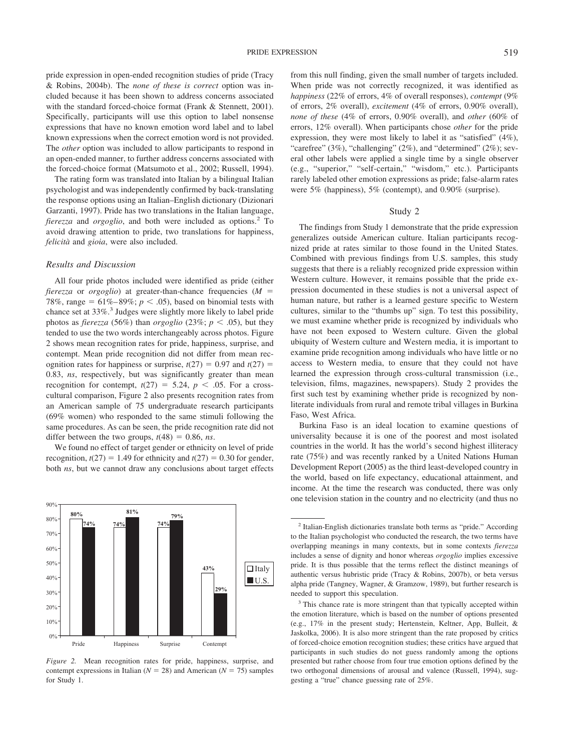pride expression in open-ended recognition studies of pride (Tracy & Robins, 2004b). The *none of these is correct* option was included because it has been shown to address concerns associated with the standard forced-choice format (Frank & Stennett, 2001). Specifically, participants will use this option to label nonsense expressions that have no known emotion word label and to label known expressions when the correct emotion word is not provided. The *other* option was included to allow participants to respond in an open-ended manner, to further address concerns associated with the forced-choice format (Matsumoto et al., 2002; Russell, 1994).

The rating form was translated into Italian by a bilingual Italian psychologist and was independently confirmed by back-translating the response options using an Italian–English dictionary (Dizionari Garzanti, 1997). Pride has two translations in the Italian language, *fierezza* and *orgoglio*, and both were included as options.[2] To avoid drawing attention to pride, two translations for happiness, *felicità* and *gioia*, were also included.

### Results and Discussion

All four pride photos included were identified as pride (either *fierezza* or *orgoglio*) at greater-than-chance frequencies ($M$ = 78%, range = 61%–89%; $p < .05$), based on binomial tests with chance set at 33%.[3] Judges were slightly more likely to label pride photos as *fierezza* (56%) than *orgoglio* (23%; $p < .05$), but they tended to use the two words interchangeably across photos. Figure 2 shows mean recognition rates for pride, happiness, surprise, and contempt. Mean pride recognition did not differ from mean recognition rates for happiness or surprise, $t(27) = 0.97$ and $t(27) = 0.83$, *ns*, respectively, but was significantly greater than mean recognition for contempt, $t(27) = 5.24$, $p < .05$. For a cross-cultural comparison, Figure 2 also presents recognition rates from an American sample of 75 undergraduate research participants (69% women) who responded to the same stimuli following the same procedures. As can be seen, the pride recognition rate did not differ between the two groups, $t(48) = 0.86$, *ns*.

We found no effect of target gender or ethnicity on level of pride recognition, $t(27) = 1.49$ for ethnicity and $t(27) = 0.30$ for gender, both *ns*, but we cannot draw any conclusions about target effects from this null finding, given the small number of targets included. When pride was not correctly recognized, it was identified as *happiness* (22% of errors, 4% of overall responses), *contempt* (9% of errors, 2% overall), *excitement* (4% of errors, 0.90% overall), *none of these* (4% of errors, 0.90% overall), and *other* (60% of errors, 12% overall). When participants chose *other* for the pride expression, they were most likely to label it as "satisfied" (4%), "carefree" (3%), "challenging" (2%), and "determined" (2%); several other labels were applied a single time by a single observer (e.g., "superior," "self-certain," "wisdom," etc.). Participants rarely labeled other emotion expressions as pride; false-alarm rates were 5% (happiness), 5% (contempt), and 0.90% (surprise).

*Figure 2.* Mean recognition rates for pride, happiness, surprise, and contempt expressions in Italian ($N = 28$) and American ($N = 75$) samples for Study 1.

## Study 2

The findings from Study 1 demonstrate that the pride expression generalizes outside American culture. Italian participants recognized pride at rates similar to those found in the United States. Combined with previous findings from U.S. samples, this study suggests that there is a reliably recognized pride expression within Western culture. However, it remains possible that the pride expression documented in these studies is not a universal aspect of human nature, but rather is a learned gesture specific to Western cultures, similar to the "thumbs up" sign. To test this possibility, we must examine whether pride is recognized by individuals who have not been exposed to Western culture. Given the global ubiquity of Western culture and Western media, it is important to examine pride recognition among individuals who have little or no access to Western media, to ensure that they could not have learned the expression through cross-cultural transmission (i.e., television, films, magazines, newspapers). Study 2 provides the first such test by examining whether pride is recognized by nonliterate individuals from rural and remote tribal villages in Burkina Faso, West Africa.

Burkina Faso is an ideal location to examine questions of universality because it is one of the poorest and most isolated countries in the world. It has the world's second highest illiteracy rate (75%) and was recently ranked by a United Nations Human Development Report (2005) as the third least-developed country in the world, based on life expectancy, educational attainment, and income. At the time the research was conducted, there was only one television station in the country and no electricity (and thus no

---

[2] Italian-English dictionaries translate both terms as "pride." According to the Italian psychologist who conducted the research, the two terms have overlapping meanings in many contexts, but in some contexts *fierezza* includes a sense of dignity and honor whereas *orgoglio* implies excessive pride. It is thus possible that the terms reflect the distinct meanings of authentic versus hubristic pride (Tracy & Robins, 2007b), or beta versus alpha pride (Tangney, Wagner, & Gramzow, 1989), but further research is needed to support this speculation.

[3] This chance rate is more stringent than that typically accepted within the emotion literature, which is based on the number of options presented (e.g., 17% in the present study; Hertenstein, Keltner, App, Bulleit, & Jaskolka, 2006). It is also more stringent than the rate proposed by critics of forced-choice emotion recognition studies; these critics have argued that participants in such studies do not guess randomly among the options presented but rather choose from four true emotion options defined by the two orthogonal dimensions of arousal and valence (Russell, 1994), suggesting a "true" chance guessing rate of 25%.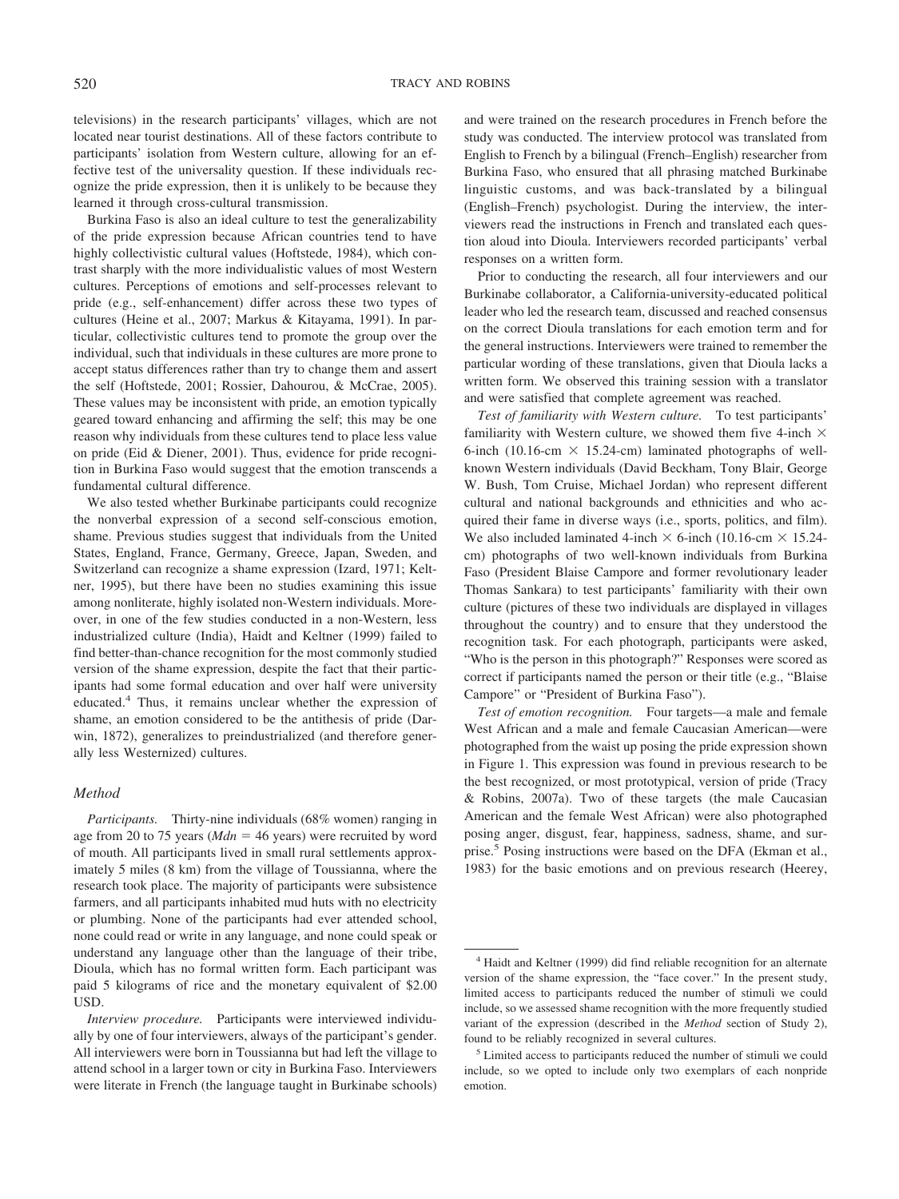televisions) in the research participants' villages, which are not located near tourist destinations. All of these factors contribute to participants' isolation from Western culture, allowing for an effective test of the universality question. If these individuals recognize the pride expression, then it is unlikely to be because they learned it through cross-cultural transmission.

Burkina Faso is also an ideal culture to test the generalizability of the pride expression because African countries tend to have highly collectivistic cultural values (Hoftstede, 1984), which contrast sharply with the more individualistic values of most Western cultures. Perceptions of emotions and self-processes relevant to pride (e.g., self-enhancement) differ across these two types of cultures (Heine et al., 2007; Markus & Kitayama, 1991). In particular, collectivistic cultures tend to promote the group over the individual, such that individuals in these cultures are more prone to accept status differences rather than try to change them and assert the self (Hoftstede, 2001; Rossier, Dahourou, & McCrae, 2005). These values may be inconsistent with pride, an emotion typically geared toward enhancing and affirming the self; this may be one reason why individuals from these cultures tend to place less value on pride (Eid & Diener, 2001). Thus, evidence for pride recognition in Burkina Faso would suggest that the emotion transcends a fundamental cultural difference.

We also tested whether Burkinabe participants could recognize the nonverbal expression of a second self-conscious emotion, shame. Previous studies suggest that individuals from the United States, England, France, Germany, Greece, Japan, Sweden, and Switzerland can recognize a shame expression (Izard, 1971; Keltner, 1995), but there have been no studies examining this issue among nonliterate, highly isolated non-Western individuals. Moreover, in one of the few studies conducted in a non-Western, less industrialized culture (India), Haidt and Keltner (1999) failed to find better-than-chance recognition for the most commonly studied version of the shame expression, despite the fact that their participants had some formal education and over half were university educated.[4] Thus, it remains unclear whether the expression of shame, an emotion considered to be the antithesis of pride (Darwin, 1872), generalizes to preindustrialized (and therefore generally less Westernized) cultures.

### Method

*Participants.* Thirty-nine individuals (68% women) ranging in age from 20 to 75 years (*Mdn* = 46 years) were recruited by word of mouth. All participants lived in small rural settlements approximately 5 miles (8 km) from the village of Toussianna, where the research took place. The majority of participants were subsistence farmers, and all participants inhabited mud huts with no electricity or plumbing. None of the participants had ever attended school, none could read or write in any language, and none could speak or understand any language other than the language of their tribe, Dioula, which has no formal written form. Each participant was paid 5 kilograms of rice and the monetary equivalent of $2.00 USD.

*Interview procedure.* Participants were interviewed individually by one of four interviewers, always of the participant's gender. All interviewers were born in Toussianna but had left the village to attend school in a larger town or city in Burkina Faso. Interviewers were literate in French (the language taught in Burkinabe schools) and were trained on the research procedures in French before the study was conducted. The interview protocol was translated from English to French by a bilingual (French–English) researcher from Burkina Faso, who ensured that all phrasing matched Burkinabe linguistic customs, and was back-translated by a bilingual (English–French) psychologist. During the interview, the interviewers read the instructions in French and translated each question aloud into Dioula. Interviewers recorded participants' verbal responses on a written form.

Prior to conducting the research, all four interviewers and our Burkinabe collaborator, a California-university-educated political leader who led the research team, discussed and reached consensus on the correct Dioula translations for each emotion term and for the general instructions. Interviewers were trained to remember the particular wording of these translations, given that Dioula lacks a written form. We observed this training session with a translator and were satisfied that complete agreement was reached.

*Test of familiarity with Western culture.* To test participants' familiarity with Western culture, we showed them five 4-inch × 6-inch (10.16-cm × 15.24-cm) laminated photographs of well-known Western individuals (David Beckham, Tony Blair, George W. Bush, Tom Cruise, Michael Jordan) who represent different cultural and national backgrounds and ethnicities and who acquired their fame in diverse ways (i.e., sports, politics, and film). We also included laminated 4-inch × 6-inch (10.16-cm × 15.24-cm) photographs of two well-known individuals from Burkina Faso (President Blaise Campore and former revolutionary leader Thomas Sankara) to test participants' familiarity with their own culture (pictures of these two individuals are displayed in villages throughout the country) and to ensure that they understood the recognition task. For each photograph, participants were asked, "Who is the person in this photograph?" Responses were scored as correct if participants named the person or their title (e.g., "Blaise Campore" or "President of Burkina Faso").

*Test of emotion recognition.* Four targets—a male and female West African and a male and female Caucasian American—were photographed from the waist up posing the pride expression shown in Figure 1. This expression was found in previous research to be the best recognized, or most prototypical, version of pride (Tracy & Robins, 2007a). Two of these targets (the male Caucasian American and the female West African) were also photographed posing anger, disgust, fear, happiness, sadness, shame, and surprise.[5] Posing instructions were based on the DFA (Ekman et al., 1983) for the basic emotions and on previous research (Heerey,

---

[4] Haidt and Keltner (1999) did find reliable recognition for an alternate version of the shame expression, the "face cover." In the present study, limited access to participants reduced the number of stimuli we could include, so we assessed shame recognition with the more frequently studied variant of the expression (described in the *Method* section of Study 2), found to be reliably recognized in several cultures.

[5] Limited access to participants reduced the number of stimuli we could include, so we opted to include only two exemplars of each nonpride emotion.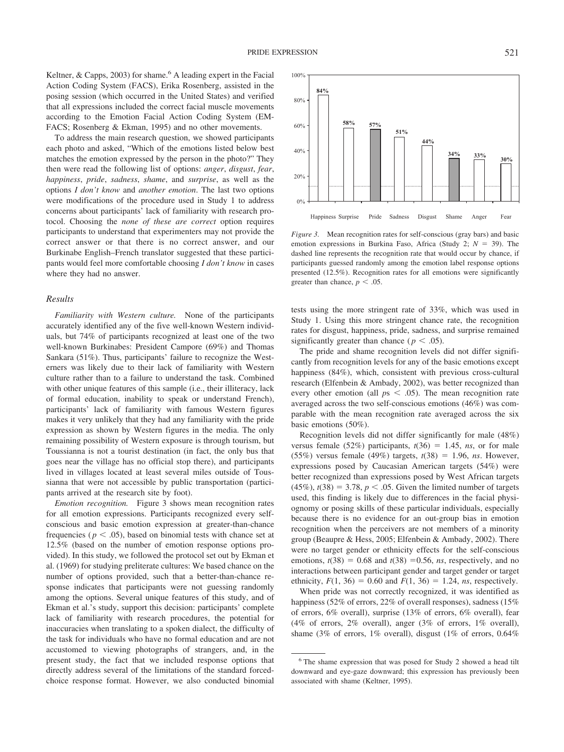Keltner, & Capps, 2003) for shame.[6] A leading expert in the Facial Action Coding System (FACS), Erika Rosenberg, assisted in the posing session (which occurred in the United States) and verified that all expressions included the correct facial muscle movements according to the Emotion Facial Action Coding System (EMFACS; Rosenberg & Ekman, 1995) and no other movements.

To address the main research question, we showed participants each photo and asked, "Which of the emotions listed below best matches the emotion expressed by the person in the photo?" They then were read the following list of options: *anger*, *disgust*, *fear*, *happiness*, *pride*, *sadness*, *shame*, and *surprise*, as well as the options *I don't know* and *another emotion*. The last two options were modifications of the procedure used in Study 1 to address concerns about participants' lack of familiarity with research protocol. Choosing the *none of these are correct* option requires participants to understand that experimenters may not provide the correct answer or that there is no correct answer, and our Burkinabe English–French translator suggested that these participants would feel more comfortable choosing *I don't know* in cases where they had no answer.

### Results

*Familiarity with Western culture.* None of the participants accurately identified any of the five well-known Western individuals, but 74% of participants recognized at least one of the two well-known Burkinabes: President Campore (69%) and Thomas Sankara (51%). Thus, participants' failure to recognize the Westerners was likely due to their lack of familiarity with Western culture rather than to a failure to understand the task. Combined with other unique features of this sample (i.e., their illiteracy, lack of formal education, inability to speak or understand French), participants' lack of familiarity with famous Western figures makes it very unlikely that they had any familiarity with the pride expression as shown by Western figures in the media. The only remaining possibility of Western exposure is through tourism, but Toussianna is not a tourist destination (in fact, the only bus that goes near the village has no official stop there), and participants lived in villages located at least several miles outside of Toussianna that were not accessible by public transportation (participants arrived at the research site by foot).

*Emotion recognition.* Figure 3 shows mean recognition rates for all emotion expressions. Participants recognized every self-conscious and basic emotion expression at greater-than-chance frequencies ($p < .05$), based on binomial tests with chance set at 12.5% (based on the number of emotion response options provided). In this study, we followed the protocol set out by Ekman et al. (1969) for studying preliterate cultures: We based chance on the number of options provided, such that a better-than-chance response indicates that participants were not guessing randomly among the options. Several unique features of this study, and of Ekman et al.'s study, support this decision: participants' complete lack of familiarity with research procedures, the potential for inaccuracies when translating to a spoken dialect, the difficulty of the task for individuals who have no formal education and are not accustomed to viewing photographs of strangers, and, in the present study, the fact that we included response options that directly address several of the limitations of the standard forced-choice response format. However, we also conducted binomial tests using the more stringent rate of 33%, which was used in Study 1. Using this more stringent chance rate, the recognition rates for disgust, happiness, pride, sadness, and surprise remained significantly greater than chance ($p < .05$).

| Emotion | Recognition rate |
|---|---|
| Happiness | 84% |
| Surprise | 58% |
| Pride | 57% |
| Sadness | 51% |
| Disgust | 44% |
| Shame | 34% |
| Anger | 33% |
| Fear | 30% |

*Figure 3.* Mean recognition rates for self-conscious (gray bars) and basic emotion expressions in Burkina Faso, Africa (Study 2; $N = 39$). The dashed line represents the recognition rate that would occur by chance, if participants guessed randomly among the emotion label response options presented (12.5%). Recognition rates for all emotions were significantly greater than chance, $p < .05$.

The pride and shame recognition levels did not differ significantly from recognition levels for any of the basic emotions except happiness (84%), which, consistent with previous cross-cultural research (Elfenbein & Ambady, 2002), was better recognized than every other emotion (all $ps < .05$). The mean recognition rate averaged across the two self-conscious emotions (46%) was comparable with the mean recognition rate averaged across the six basic emotions (50%).

Recognition levels did not differ significantly for male (48%) versus female (52%) participants, $t(36) = 1.45$, *ns*, or for male (55%) versus female (49%) targets, $t(38) = 1.96$, *ns*. However, expressions posed by Caucasian American targets (54%) were better recognized than expressions posed by West African targets (45%), $t(38) = 3.78$, $p < .05$. Given the limited number of targets used, this finding is likely due to differences in the facial physiognomy or posing skills of these particular individuals, especially because there is no evidence for an out-group bias in emotion recognition when the perceivers are not members of a minority group (Beaupre & Hess, 2005; Elfenbein & Ambady, 2002). There were no target gender or ethnicity effects for the self-conscious emotions, $t(38) = 0.68$ and $t(38) = 0.56$, *ns*, respectively, and no interactions between participant gender and target gender or target ethnicity, $F(1, 36) = 0.60$ and $F(1, 36) = 1.24$, *ns*, respectively.

When pride was not correctly recognized, it was identified as happiness (52% of errors, 22% of overall responses), sadness (15% of errors, 6% overall), surprise (13% of errors, 6% overall), fear (4% of errors, 2% overall), anger (3% of errors, 1% overall), shame (3% of errors, 1% overall), disgust (1% of errors, 0.64%

[6] The shame expression that was posed for Study 2 showed a head tilt downward and eye-gaze downward; this expression has previously been associated with shame (Keltner, 1995).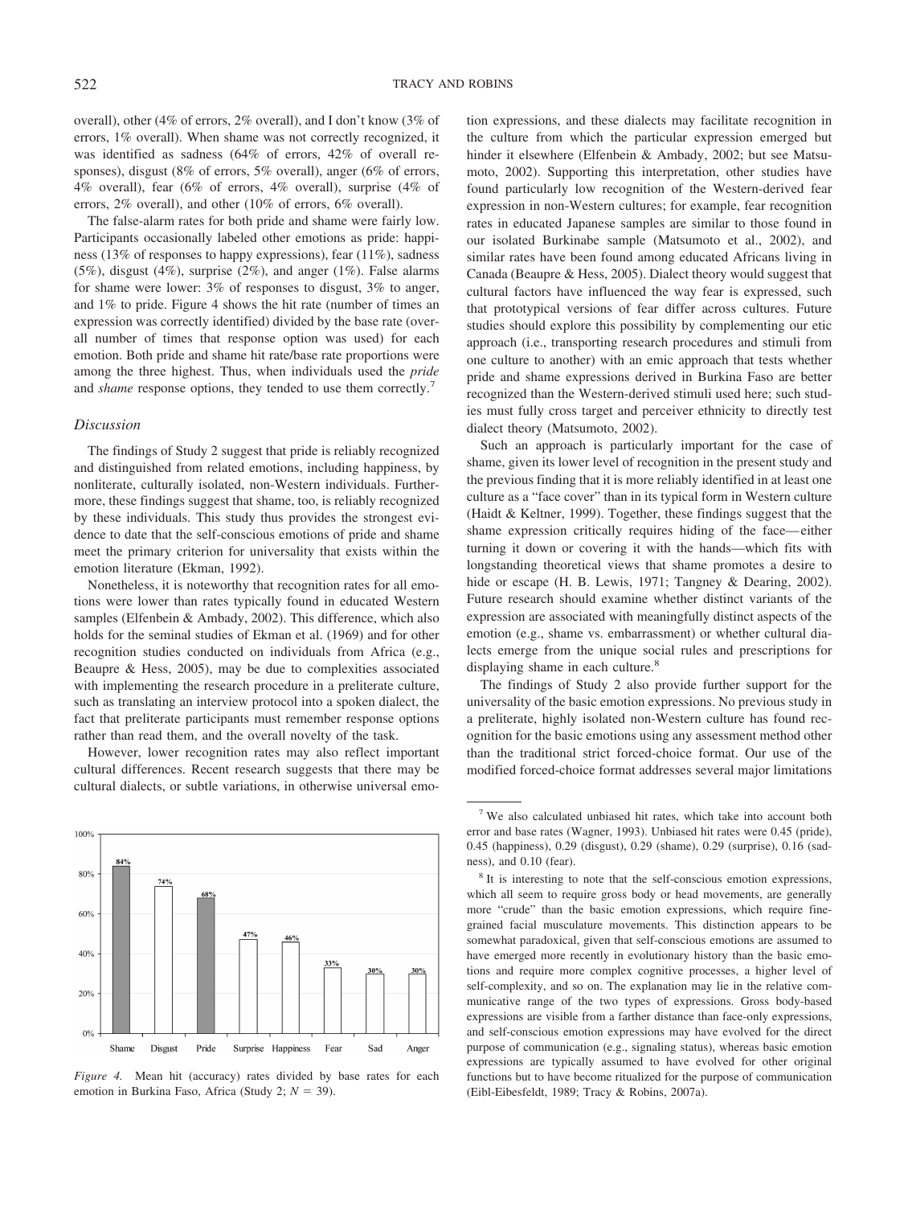overall), other (4% of errors, 2% overall), and I don't know (3% of errors, 1% overall). When shame was not correctly recognized, it was identified as sadness (64% of errors, 42% of overall responses), disgust (8% of errors, 5% overall), anger (6% of errors, 4% overall), fear (6% of errors, 4% overall), surprise (4% of errors, 2% overall), and other (10% of errors, 6% overall).

The false-alarm rates for both pride and shame were fairly low. Participants occasionally labeled other emotions as pride: happiness (13% of responses to happy expressions), fear (11%), sadness (5%), disgust (4%), surprise (2%), and anger (1%). False alarms for shame were lower: 3% of responses to disgust, 3% to anger, and 1% to pride. Figure 4 shows the hit rate (number of times an expression was correctly identified) divided by the base rate (overall number of times that response option was used) for each emotion. Both pride and shame hit rate/base rate proportions were among the three highest. Thus, when individuals used the *pride* and *shame* response options, they tended to use them correctly.[7]

### Discussion

The findings of Study 2 suggest that pride is reliably recognized and distinguished from related emotions, including happiness, by nonliterate, culturally isolated, non-Western individuals. Furthermore, these findings suggest that shame, too, is reliably recognized by these individuals. This study thus provides the strongest evidence to date that the self-conscious emotions of pride and shame meet the primary criterion for universality that exists within the emotion literature (Ekman, 1992).

Nonetheless, it is noteworthy that recognition rates for all emotions were lower than rates typically found in educated Western samples (Elfenbein & Ambady, 2002). This difference, which also holds for the seminal studies of Ekman et al. (1969) and for other recognition studies conducted on individuals from Africa (e.g., Beaupre & Hess, 2005), may be due to complexities associated with implementing the research procedure in a preliterate culture, such as translating an interview protocol into a spoken dialect, the fact that preliterate participants must remember response options rather than read them, and the overall novelty of the task.

However, lower recognition rates may also reflect important cultural differences. Recent research suggests that there may be cultural dialects, or subtle variations, in otherwise universal emotion expressions, and these dialects may facilitate recognition in the culture from which the particular expression emerged but hinder it elsewhere (Elfenbein & Ambady, 2002; but see Matsumoto, 2002). Supporting this interpretation, other studies have found particularly low recognition of the Western-derived fear expression in non-Western cultures; for example, fear recognition rates in educated Japanese samples are similar to those found in our isolated Burkinabe sample (Matsumoto et al., 2002), and similar rates have been found among educated Africans living in Canada (Beaupre & Hess, 2005). Dialect theory would suggest that cultural factors have influenced the way fear is expressed, such that prototypical versions of fear differ across cultures. Future studies should explore this possibility by complementing our etic approach (i.e., transporting research procedures and stimuli from one culture to another) with an emic approach that tests whether pride and shame expressions derived in Burkina Faso are better recognized than the Western-derived stimuli used here; such studies must fully cross target and perceiver ethnicity to directly test dialect theory (Matsumoto, 2002).

Such an approach is particularly important for the case of shame, given its lower level of recognition in the present study and the previous finding that it is more reliably identified in at least one culture as a "face cover" than in its typical form in Western culture (Haidt & Keltner, 1999). Together, these findings suggest that the shame expression critically requires hiding of the face—either turning it down or covering it with the hands—which fits with longstanding theoretical views that shame promotes a desire to hide or escape (H. B. Lewis, 1971; Tangney & Dearing, 2002). Future research should examine whether distinct variants of the expression are associated with meaningfully distinct aspects of the emotion (e.g., shame vs. embarrassment) or whether cultural dialects emerge from the unique social rules and prescriptions for displaying shame in each culture.[8]

The findings of Study 2 also provide further support for the universality of the basic emotion expressions. No previous study in a preliterate, highly isolated non-Western culture has found recognition for the basic emotions using any assessment method other than the traditional strict forced-choice format. Our use of the modified forced-choice format addresses several major limitations

| Emotion | Hit rate / base rate |
|---|---|
| Shame | 84% |
| Disgust | 74% |
| Pride | 68% |
| Surprise | 47% |
| Happiness | 46% |
| Fear | 33% |
| Sad | 30% |
| Anger | 30% |

*Figure 4.* Mean hit (accuracy) rates divided by base rates for each emotion in Burkina Faso, Africa (Study 2; $N = 39$).

[7] We also calculated unbiased hit rates, which take into account both error and base rates (Wagner, 1993). Unbiased hit rates were 0.45 (pride), 0.45 (happiness), 0.29 (disgust), 0.29 (shame), 0.29 (surprise), 0.16 (sadness), and 0.10 (fear).

[8] It is interesting to note that the self-conscious emotion expressions, which all seem to require gross body or head movements, are generally more "crude" than the basic emotion expressions, which require fine-grained facial musculature movements. This distinction appears to be somewhat paradoxical, given that self-conscious emotions are assumed to have emerged more recently in evolutionary history than the basic emotions and require more complex cognitive processes, a higher level of self-complexity, and so on. The explanation may lie in the relative communicative range of the two types of expressions. Gross body-based expressions are visible from a farther distance than face-only expressions, and self-conscious emotion expressions may have evolved for the direct purpose of communication (e.g., signaling status), whereas basic emotion expressions are typically assumed to have evolved for other original functions but to have become ritualized for the purpose of communication (Eibl-Eibesfeldt, 1989; Tracy & Robins, 2007a).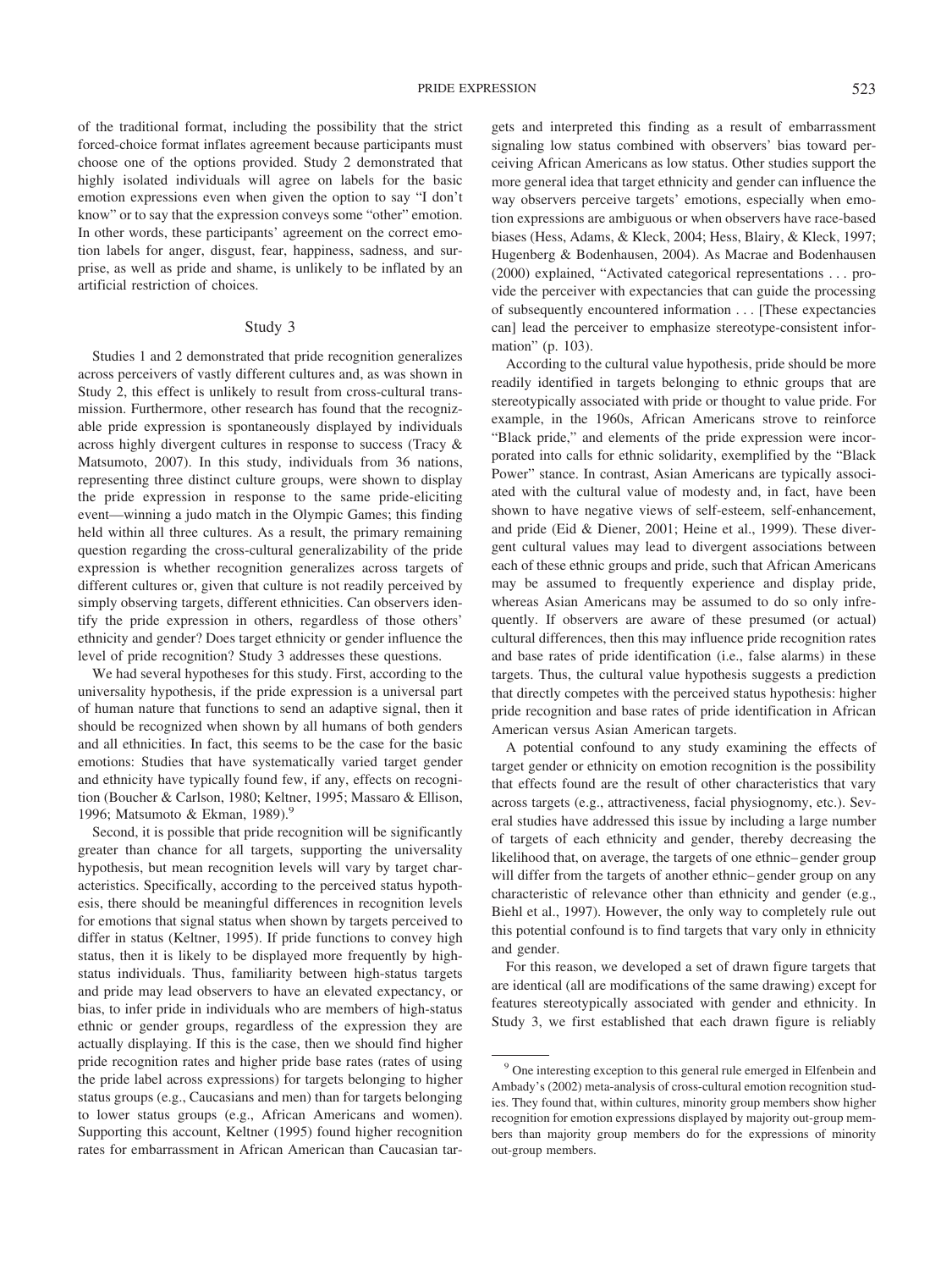of the traditional format, including the possibility that the strict forced-choice format inflates agreement because participants must choose one of the options provided. Study 2 demonstrated that highly isolated individuals will agree on labels for the basic emotion expressions even when given the option to say "I don't know" or to say that the expression conveys some "other" emotion. In other words, these participants' agreement on the correct emotion labels for anger, disgust, fear, happiness, sadness, and surprise, as well as pride and shame, is unlikely to be inflated by an artificial restriction of choices.

## Study 3

Studies 1 and 2 demonstrated that pride recognition generalizes across perceivers of vastly different cultures and, as was shown in Study 2, this effect is unlikely to result from cross-cultural transmission. Furthermore, other research has found that the recognizable pride expression is spontaneously displayed by individuals across highly divergent cultures in response to success (Tracy & Matsumoto, 2007). In this study, individuals from 36 nations, representing three distinct culture groups, were shown to display the pride expression in response to the same pride-eliciting event—winning a judo match in the Olympic Games; this finding held within all three cultures. As a result, the primary remaining question regarding the cross-cultural generalizability of the pride expression is whether recognition generalizes across targets of different cultures or, given that culture is not readily perceived by simply observing targets, different ethnicities. Can observers identify the pride expression in others, regardless of those others' ethnicity and gender? Does target ethnicity or gender influence the level of pride recognition? Study 3 addresses these questions.

We had several hypotheses for this study. First, according to the universality hypothesis, if the pride expression is a universal part of human nature that functions to send an adaptive signal, then it should be recognized when shown by all humans of both genders and all ethnicities. In fact, this seems to be the case for the basic emotions: Studies that have systematically varied target gender and ethnicity have typically found few, if any, effects on recognition (Boucher & Carlson, 1980; Keltner, 1995; Massaro & Ellison, 1996; Matsumoto & Ekman, 1989).[9]

Second, it is possible that pride recognition will be significantly greater than chance for all targets, supporting the universality hypothesis, but mean recognition levels will vary by target characteristics. Specifically, according to the perceived status hypothesis, there should be meaningful differences in recognition levels for emotions that signal status when shown by targets perceived to differ in status (Keltner, 1995). If pride functions to convey high status, then it is likely to be displayed more frequently by high-status individuals. Thus, familiarity between high-status targets and pride may lead observers to have an elevated expectancy, or bias, to infer pride in individuals who are members of high-status ethnic or gender groups, regardless of the expression they are actually displaying. If this is the case, then we should find higher pride recognition rates and higher pride base rates (rates of using the pride label across expressions) for targets belonging to higher status groups (e.g., Caucasians and men) than for targets belonging to lower status groups (e.g., African Americans and women). Supporting this account, Keltner (1995) found higher recognition rates for embarrassment in African American than Caucasian targets and interpreted this finding as a result of embarrassment signaling low status combined with observers' bias toward perceiving African Americans as low status. Other studies support the more general idea that target ethnicity and gender can influence the way observers perceive targets' emotions, especially when emotion expressions are ambiguous or when observers have race-based biases (Hess, Adams, & Kleck, 2004; Hess, Blairy, & Kleck, 1997; Hugenberg & Bodenhausen, 2004). As Macrae and Bodenhausen (2000) explained, "Activated categorical representations . . . provide the perceiver with expectancies that can guide the processing of subsequently encountered information . . . [These expectancies can] lead the perceiver to emphasize stereotype-consistent information" (p. 103).

According to the cultural value hypothesis, pride should be more readily identified in targets belonging to ethnic groups that are stereotypically associated with pride or thought to value pride. For example, in the 1960s, African Americans strove to reinforce "Black pride," and elements of the pride expression were incorporated into calls for ethnic solidarity, exemplified by the "Black Power" stance. In contrast, Asian Americans are typically associated with the cultural value of modesty and, in fact, have been shown to have negative views of self-esteem, self-enhancement, and pride (Eid & Diener, 2001; Heine et al., 1999). These divergent cultural values may lead to divergent associations between each of these ethnic groups and pride, such that African Americans may be assumed to frequently experience and display pride, whereas Asian Americans may be assumed to do so only infrequently. If observers are aware of these presumed (or actual) cultural differences, then this may influence pride recognition rates and base rates of pride identification (i.e., false alarms) in these targets. Thus, the cultural value hypothesis suggests a prediction that directly competes with the perceived status hypothesis: higher pride recognition and base rates of pride identification in African American versus Asian American targets.

A potential confound to any study examining the effects of target gender or ethnicity on emotion recognition is the possibility that effects found are the result of other characteristics that vary across targets (e.g., attractiveness, facial physiognomy, etc.). Several studies have addressed this issue by including a large number of targets of each ethnicity and gender, thereby decreasing the likelihood that, on average, the targets of one ethnic–gender group will differ from the targets of another ethnic–gender group on any characteristic of relevance other than ethnicity and gender (e.g., Biehl et al., 1997). However, the only way to completely rule out this potential confound is to find targets that vary only in ethnicity and gender.

For this reason, we developed a set of drawn figure targets that are identical (all are modifications of the same drawing) except for features stereotypically associated with gender and ethnicity. In Study 3, we first established that each drawn figure is reliably

[9] One interesting exception to this general rule emerged in Elfenbein and Ambady's (2002) meta-analysis of cross-cultural emotion recognition studies. They found that, within cultures, minority group members show higher recognition for emotion expressions displayed by majority out-group members than majority group members do for the expressions of minority out-group members.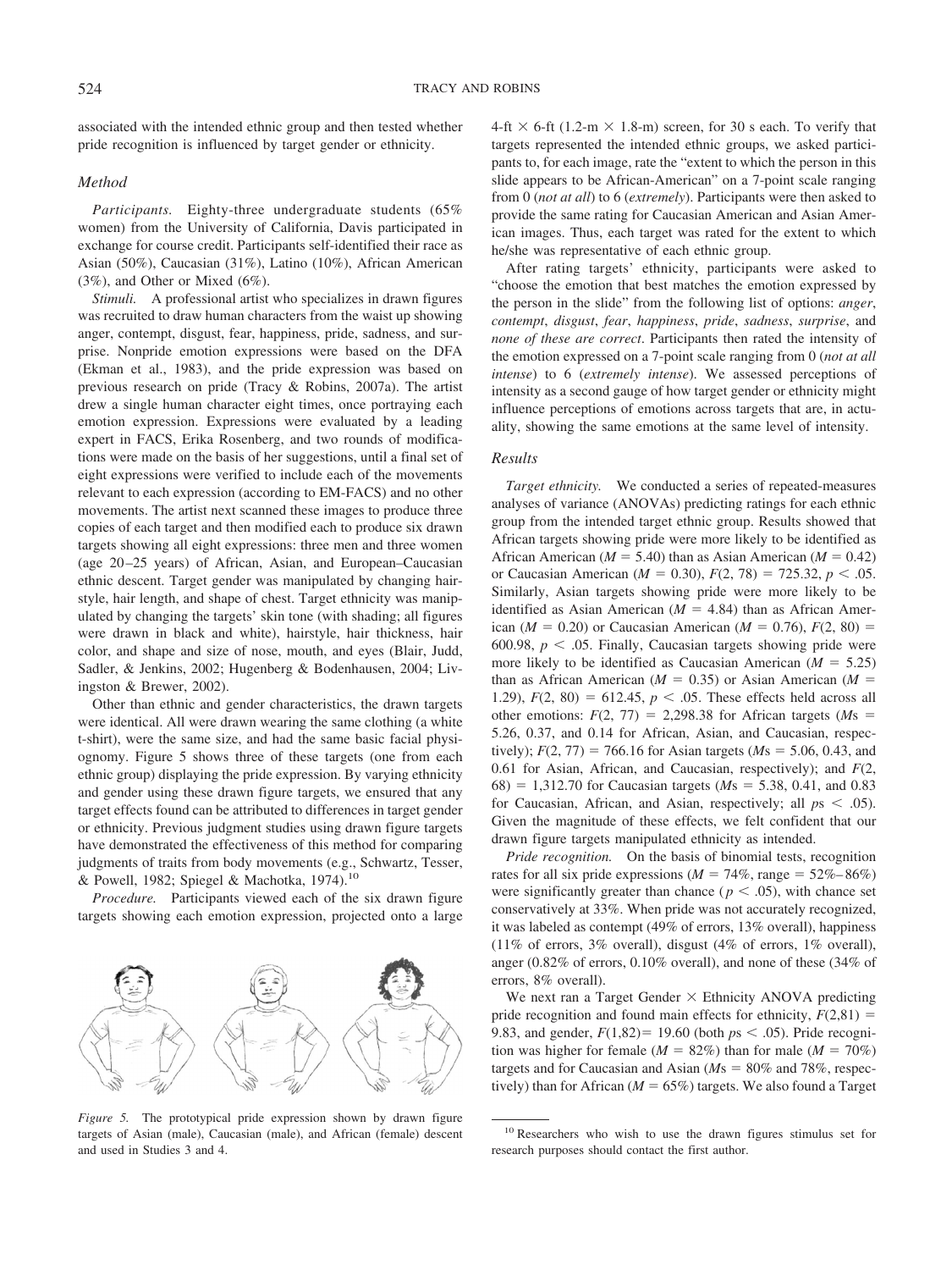associated with the intended ethnic group and then tested whether pride recognition is influenced by target gender or ethnicity.

### *Method*

*Participants.* Eighty-three undergraduate students (65% women) from the University of California, Davis participated in exchange for course credit. Participants self-identified their race as Asian (50%), Caucasian (31%), Latino (10%), African American (3%), and Other or Mixed (6%).

*Stimuli.* A professional artist who specializes in drawn figures was recruited to draw human characters from the waist up showing anger, contempt, disgust, fear, happiness, pride, sadness, and surprise. Nonpride emotion expressions were based on the DFA (Ekman et al., 1983), and the pride expression was based on previous research on pride (Tracy & Robins, 2007a). The artist drew a single human character eight times, once portraying each emotion expression. Expressions were evaluated by a leading expert in FACS, Erika Rosenberg, and two rounds of modifications were made on the basis of her suggestions, until a final set of eight expressions were verified to include each of the movements relevant to each expression (according to EM-FACS) and no other movements. The artist next scanned these images to produce three copies of each target and then modified each to produce six drawn targets showing all eight expressions: three men and three women (age 20–25 years) of African, Asian, and European–Caucasian ethnic descent. Target gender was manipulated by changing hairstyle, hair length, and shape of chest. Target ethnicity was manipulated by changing the targets' skin tone (with shading; all figures were drawn in black and white), hairstyle, hair thickness, hair color, and shape and size of nose, mouth, and eyes (Blair, Judd, Sadler, & Jenkins, 2002; Hugenberg & Bodenhausen, 2004; Livingston & Brewer, 2002).

Other than ethnic and gender characteristics, the drawn targets were identical. All were drawn wearing the same clothing (a white t-shirt), were the same size, and had the same basic facial physiognomy. Figure 5 shows three of these targets (one from each ethnic group) displaying the pride expression. By varying ethnicity and gender using these drawn figure targets, we ensured that any target effects found can be attributed to differences in target gender or ethnicity. Previous judgment studies using drawn figure targets have demonstrated the effectiveness of this method for comparing judgments of traits from body movements (e.g., Schwartz, Tesser, & Powell, 1982; Spiegel & Machotka, 1974).[10]

*Procedure.* Participants viewed each of the six drawn figure targets showing each emotion expression, projected onto a large 4-ft × 6-ft (1.2-m × 1.8-m) screen, for 30 s each. To verify that targets represented the intended ethnic groups, we asked participants to, for each image, rate the "extent to which the person in this slide appears to be African-American" on a 7-point scale ranging from 0 (*not at all*) to 6 (*extremely*). Participants were then asked to provide the same rating for Caucasian American and Asian American images. Thus, each target was rated for the extent to which he/she was representative of each ethnic group.

After rating targets' ethnicity, participants were asked to "choose the emotion that best matches the emotion expressed by the person in the slide" from the following list of options: *anger*, *contempt*, *disgust*, *fear*, *happiness*, *pride*, *sadness*, *surprise*, and *none of these are correct*. Participants then rated the intensity of the emotion expressed on a 7-point scale ranging from 0 (*not at all intense*) to 6 (*extremely intense*). We assessed perceptions of intensity as a second gauge of how target gender or ethnicity might influence perceptions of emotions across targets that are, in actuality, showing the same emotions at the same level of intensity.

Figure 5. The prototypical pride expression shown by drawn figure targets of Asian (male), Caucasian (male), and African (female) descent and used in Studies 3 and 4.

### *Results*

*Target ethnicity.* We conducted a series of repeated-measures analyses of variance (ANOVAs) predicting ratings for each ethnic group from the intended target ethnic group. Results showed that African targets showing pride were more likely to be identified as African American ($M = 5.40$) than as Asian American ($M = 0.42$) or Caucasian American ($M = 0.30$), $F(2, 78) = 725.32$, $p < .05$. Similarly, Asian targets showing pride were more likely to be identified as Asian American ($M = 4.84$) than as African American ($M = 0.20$) or Caucasian American ($M = 0.76$), $F(2, 80) = 600.98$, $p < .05$. Finally, Caucasian targets showing pride were more likely to be identified as Caucasian American ($M = 5.25$) than as African American ($M = 0.35$) or Asian American ($M = 1.29$), $F(2, 80) = 612.45$, $p < .05$. These effects held across all other emotions: $F(2, 77) = 2{,}298.38$ for African targets ($M$s = 5.26, 0.37, and 0.14 for African, Asian, and Caucasian, respectively); $F(2, 77) = 766.16$ for Asian targets ($M$s = 5.06, 0.43, and 0.61 for Asian, African, and Caucasian, respectively); and $F(2, 68) = 1{,}312.70$ for Caucasian targets ($M$s = 5.38, 0.41, and 0.83 for Caucasian, African, and Asian, respectively; all $p$s < .05). Given the magnitude of these effects, we felt confident that our drawn figure targets manipulated ethnicity as intended.

*Pride recognition.* On the basis of binomial tests, recognition rates for all six pride expressions ($M = 74\%$, range = 52%–86%) were significantly greater than chance ($p < .05$), with chance set conservatively at 33%. When pride was not accurately recognized, it was labeled as contempt (49% of errors, 13% overall), happiness (11% of errors, 3% overall), disgust (4% of errors, 1% overall), anger (0.82% of errors, 0.10% overall), and none of these (34% of errors, 8% overall).

We next ran a Target Gender × Ethnicity ANOVA predicting pride recognition and found main effects for ethnicity, $F(2,81) = 9.83$, and gender, $F(1,82) = 19.60$ (both $p$s < .05). Pride recognition was higher for female ($M = 82\%$) than for male ($M = 70\%$) targets and for Caucasian and Asian ($M$s = 80% and 78%, respectively) than for African ($M = 65\%$) targets. We also found a Target

[10] Researchers who wish to use the drawn figures stimulus set for research purposes should contact the first author.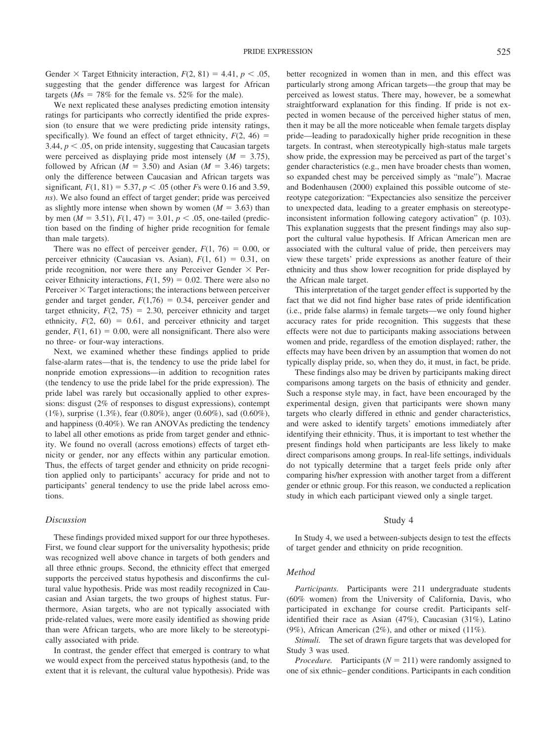Gender × Target Ethnicity interaction, $F(2, 81) = 4.41$, $p < .05$, suggesting that the gender difference was largest for African targets ($Ms = 78\%$ for the female vs. 52% for the male).

We next replicated these analyses predicting emotion intensity ratings for participants who correctly identified the pride expression (to ensure that we were predicting pride intensity ratings, specifically). We found an effect of target ethnicity, $F(2, 46) = 3.44$, $p < .05$, on pride intensity, suggesting that Caucasian targets were perceived as displaying pride most intensely ($M = 3.75$), followed by African ($M = 3.50$) and Asian ($M = 3.46$) targets; only the difference between Caucasian and African targets was significant, $F(1, 81) = 5.37$, $p < .05$ (other $F$s were 0.16 and 3.59, *ns*). We also found an effect of target gender; pride was perceived as slightly more intense when shown by women ($M = 3.63$) than by men ($M = 3.51$), $F(1, 47) = 3.01$, $p < .05$, one-tailed (prediction based on the finding of higher pride recognition for female than male targets).

There was no effect of perceiver gender, $F(1, 76) = 0.00$, or perceiver ethnicity (Caucasian vs. Asian), $F(1, 61) = 0.31$, on pride recognition, nor were there any Perceiver Gender × Perceiver Ethnicity interactions, $F(1, 59) = 0.02$. There were also no Perceiver × Target interactions; the interactions between perceiver gender and target gender, $F(1,76) = 0.34$, perceiver gender and target ethnicity, $F(2, 75) = 2.30$, perceiver ethnicity and target ethnicity, $F(2, 60) = 0.61$, and perceiver ethnicity and target gender, $F(1, 61) = 0.00$, were all nonsignificant. There also were no three- or four-way interactions.

Next, we examined whether these findings applied to pride false-alarm rates—that is, the tendency to use the pride label for nonpride emotion expressions—in addition to recognition rates (the tendency to use the pride label for the pride expression). The pride label was rarely but occasionally applied to other expressions: disgust (2% of responses to disgust expressions), contempt (1%), surprise (1.3%), fear (0.80%), anger (0.60%), sad (0.60%), and happiness (0.40%). We ran ANOVAs predicting the tendency to label all other emotions as pride from target gender and ethnicity. We found no overall (across emotions) effects of target ethnicity or gender, nor any effects within any particular emotion. Thus, the effects of target gender and ethnicity on pride recognition applied only to participants' accuracy for pride and not to participants' general tendency to use the pride label across emotions.

### Discussion

These findings provided mixed support for our three hypotheses. First, we found clear support for the universality hypothesis; pride was recognized well above chance in targets of both genders and all three ethnic groups. Second, the ethnicity effect that emerged supports the perceived status hypothesis and disconfirms the cultural value hypothesis. Pride was most readily recognized in Caucasian and Asian targets, the two groups of highest status. Furthermore, Asian targets, who are not typically associated with pride-related values, were more easily identified as showing pride than were African targets, who are more likely to be stereotypically associated with pride.

In contrast, the gender effect that emerged is contrary to what we would expect from the perceived status hypothesis (and, to the extent that it is relevant, the cultural value hypothesis). Pride was better recognized in women than in men, and this effect was particularly strong among African targets—the group that may be perceived as lowest status. There may, however, be a somewhat straightforward explanation for this finding. If pride is not expected in women because of the perceived higher status of men, then it may be all the more noticeable when female targets display pride—leading to paradoxically higher pride recognition in these targets. In contrast, when stereotypically high-status male targets show pride, the expression may be perceived as part of the target's gender characteristics (e.g., men have broader chests than women, so expanded chest may be perceived simply as "male"). Macrae and Bodenhausen (2000) explained this possible outcome of stereotype categorization: "Expectancies also sensitize the perceiver to unexpected data, leading to a greater emphasis on stereotype-inconsistent information following category activation" (p. 103). This explanation suggests that the present findings may also support the cultural value hypothesis. If African American men are associated with the cultural value of pride, then perceivers may view these targets' pride expressions as another feature of their ethnicity and thus show lower recognition for pride displayed by the African male target.

This interpretation of the target gender effect is supported by the fact that we did not find higher base rates of pride identification (i.e., pride false alarms) in female targets—we only found higher accuracy rates for pride recognition. This suggests that these effects were not due to participants making associations between women and pride, regardless of the emotion displayed; rather, the effects may have been driven by an assumption that women do not typically display pride, so, when they do, it must, in fact, be pride.

These findings also may be driven by participants making direct comparisons among targets on the basis of ethnicity and gender. Such a response style may, in fact, have been encouraged by the experimental design, given that participants were shown many targets who clearly differed in ethnic and gender characteristics, and were asked to identify targets' emotions immediately after identifying their ethnicity. Thus, it is important to test whether the present findings hold when participants are less likely to make direct comparisons among groups. In real-life settings, individuals do not typically determine that a target feels pride only after comparing his/her expression with another target from a different gender or ethnic group. For this reason, we conducted a replication study in which each participant viewed only a single target.

## Study 4

In Study 4, we used a between-subjects design to test the effects of target gender and ethnicity on pride recognition.

### Method

*Participants.* Participants were 211 undergraduate students (60% women) from the University of California, Davis, who participated in exchange for course credit. Participants self-identified their race as Asian (47%), Caucasian (31%), Latino (9%), African American (2%), and other or mixed (11%).

*Stimuli.* The set of drawn figure targets that was developed for Study 3 was used.

*Procedure.* Participants ($N = 211$) were randomly assigned to one of six ethnic–gender conditions. Participants in each condition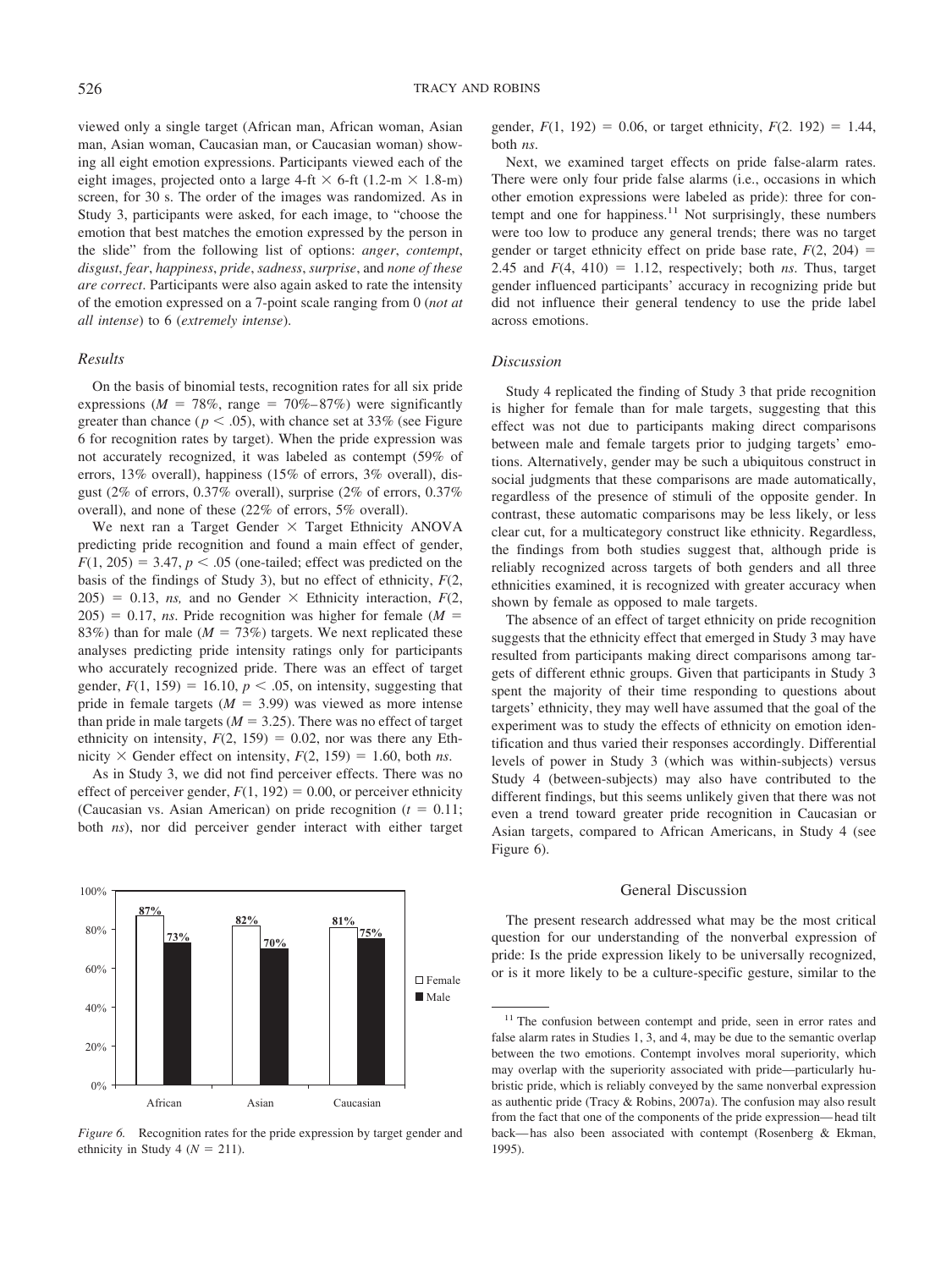viewed only a single target (African man, African woman, Asian man, Asian woman, Caucasian man, or Caucasian woman) showing all eight emotion expressions. Participants viewed each of the eight images, projected onto a large 4-ft × 6-ft (1.2-m × 1.8-m) screen, for 30 s. The order of the images was randomized. As in Study 3, participants were asked, for each image, to "choose the emotion that best matches the emotion expressed by the person in the slide" from the following list of options: *anger*, *contempt*, *disgust*, *fear*, *happiness*, *pride*, *sadness*, *surprise*, and *none of these are correct*. Participants were also again asked to rate the intensity of the emotion expressed on a 7-point scale ranging from 0 (*not at all intense*) to 6 (*extremely intense*).

### Results

On the basis of binomial tests, recognition rates for all six pride expressions ($M$ = 78%, range = 70%–87%) were significantly greater than chance ($p < .05$), with chance set at 33% (see Figure 6 for recognition rates by target). When the pride expression was not accurately recognized, it was labeled as contempt (59% of errors, 13% overall), happiness (15% of errors, 3% overall), disgust (2% of errors, 0.37% overall), surprise (2% of errors, 0.37% overall), and none of these (22% of errors, 5% overall).

We next ran a Target Gender × Target Ethnicity ANOVA predicting pride recognition and found a main effect of gender, $F(1, 205) = 3.47$, $p < .05$ (one-tailed; effect was predicted on the basis of the findings of Study 3), but no effect of ethnicity, $F(2, 205) = 0.13$, *ns,* and no Gender × Ethnicity interaction, $F(2, 205) = 0.17$, *ns*. Pride recognition was higher for female ($M$ = 83%) than for male ($M$ = 73%) targets. We next replicated these analyses predicting pride intensity ratings only for participants who accurately recognized pride. There was an effect of target gender, $F(1, 159) = 16.10$, $p < .05$, on intensity, suggesting that pride in female targets ($M = 3.99$) was viewed as more intense than pride in male targets ($M = 3.25$). There was no effect of target ethnicity on intensity, $F(2, 159) = 0.02$, nor was there any Ethnicity × Gender effect on intensity, $F(2, 159) = 1.60$, both *ns*.

As in Study 3, we did not find perceiver effects. There was no effect of perceiver gender, $F(1, 192) = 0.00$, or perceiver ethnicity (Caucasian vs. Asian American) on pride recognition ($t = 0.11$; both *ns*), nor did perceiver gender interact with either target gender, $F(1, 192) = 0.06$, or target ethnicity, $F(2. 192) = 1.44$, both *ns*.

Next, we examined target effects on pride false-alarm rates. There were only four pride false alarms (i.e., occasions in which other emotion expressions were labeled as pride): three for contempt and one for happiness.[11] Not surprisingly, these numbers were too low to produce any general trends; there was no target gender or target ethnicity effect on pride base rate, $F(2, 204) = 2.45$ and $F(4, 410) = 1.12$, respectively; both *ns*. Thus, target gender influenced participants' accuracy in recognizing pride but did not influence their general tendency to use the pride label across emotions.

*Figure 6.* Recognition rates for the pride expression by target gender and ethnicity in Study 4 ($N$ = 211).

### Discussion

Study 4 replicated the finding of Study 3 that pride recognition is higher for female than for male targets, suggesting that this effect was not due to participants making direct comparisons between male and female targets prior to judging targets' emotions. Alternatively, gender may be such a ubiquitous construct in social judgments that these comparisons are made automatically, regardless of the presence of stimuli of the opposite gender. In contrast, these automatic comparisons may be less likely, or less clear cut, for a multicategory construct like ethnicity. Regardless, the findings from both studies suggest that, although pride is reliably recognized across targets of both genders and all three ethnicities examined, it is recognized with greater accuracy when shown by female as opposed to male targets.

The absence of an effect of target ethnicity on pride recognition suggests that the ethnicity effect that emerged in Study 3 may have resulted from participants making direct comparisons among targets of different ethnic groups. Given that participants in Study 3 spent the majority of their time responding to questions about targets' ethnicity, they may well have assumed that the goal of the experiment was to study the effects of ethnicity on emotion identification and thus varied their responses accordingly. Differential levels of power in Study 3 (which was within-subjects) versus Study 4 (between-subjects) may also have contributed to the different findings, but this seems unlikely given that there was not even a trend toward greater pride recognition in Caucasian or Asian targets, compared to African Americans, in Study 4 (see Figure 6).

## General Discussion

The present research addressed what may be the most critical question for our understanding of the nonverbal expression of pride: Is the pride expression likely to be universally recognized, or is it more likely to be a culture-specific gesture, similar to the

[11] The confusion between contempt and pride, seen in error rates and false alarm rates in Studies 1, 3, and 4, may be due to the semantic overlap between the two emotions. Contempt involves moral superiority, which may overlap with the superiority associated with pride—particularly hubristic pride, which is reliably conveyed by the same nonverbal expression as authentic pride (Tracy & Robins, 2007a). The confusion may also result from the fact that one of the components of the pride expression—head tilt back—has also been associated with contempt (Rosenberg & Ekman, 1995).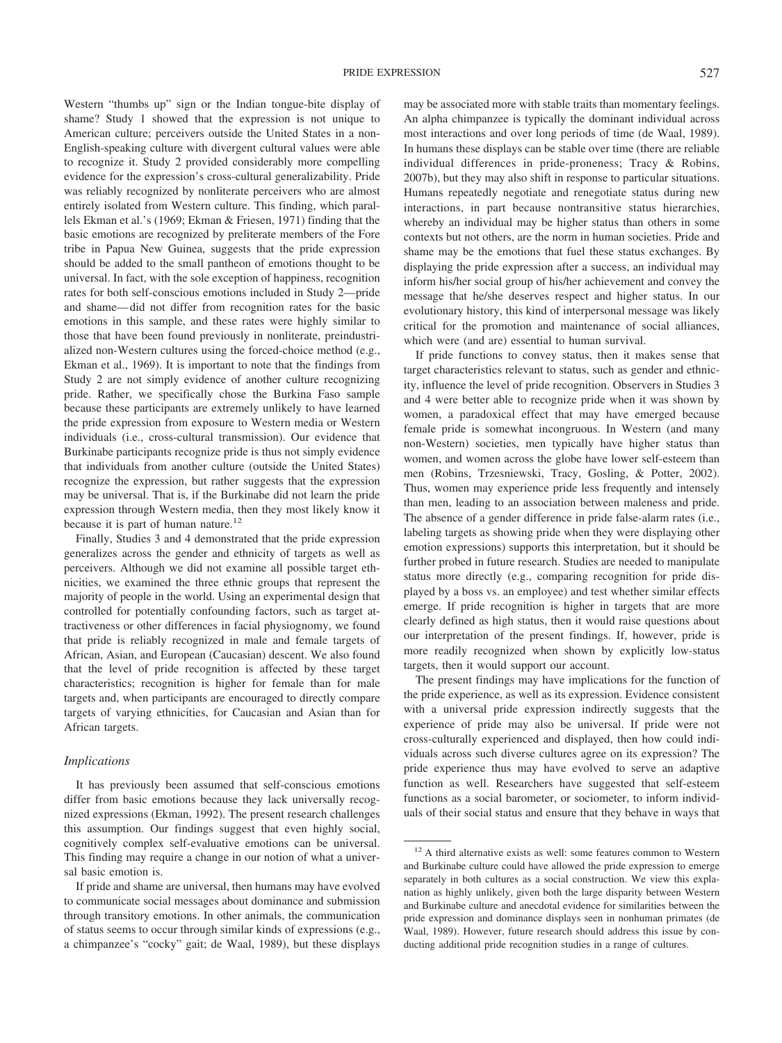Western "thumbs up" sign or the Indian tongue-bite display of shame? Study 1 showed that the expression is not unique to American culture; perceivers outside the United States in a non-English-speaking culture with divergent cultural values were able to recognize it. Study 2 provided considerably more compelling evidence for the expression's cross-cultural generalizability. Pride was reliably recognized by nonliterate perceivers who are almost entirely isolated from Western culture. This finding, which parallels Ekman et al.'s (1969; Ekman & Friesen, 1971) finding that the basic emotions are recognized by preliterate members of the Fore tribe in Papua New Guinea, suggests that the pride expression should be added to the small pantheon of emotions thought to be universal. In fact, with the sole exception of happiness, recognition rates for both self-conscious emotions included in Study 2—pride and shame—did not differ from recognition rates for the basic emotions in this sample, and these rates were highly similar to those that have been found previously in nonliterate, preindustrialized non-Western cultures using the forced-choice method (e.g., Ekman et al., 1969). It is important to note that the findings from Study 2 are not simply evidence of another culture recognizing pride. Rather, we specifically chose the Burkina Faso sample because these participants are extremely unlikely to have learned the pride expression from exposure to Western media or Western individuals (i.e., cross-cultural transmission). Our evidence that Burkinabe participants recognize pride is thus not simply evidence that individuals from another culture (outside the United States) recognize the expression, but rather suggests that the expression may be universal. That is, if the Burkinabe did not learn the pride expression through Western media, then they most likely know it because it is part of human nature.[12]

Finally, Studies 3 and 4 demonstrated that the pride expression generalizes across the gender and ethnicity of targets as well as perceivers. Although we did not examine all possible target ethnicities, we examined the three ethnic groups that represent the majority of people in the world. Using an experimental design that controlled for potentially confounding factors, such as target attractiveness or other differences in facial physiognomy, we found that pride is reliably recognized in male and female targets of African, Asian, and European (Caucasian) descent. We also found that the level of pride recognition is affected by these target characteristics; recognition is higher for female than for male targets and, when participants are encouraged to directly compare targets of varying ethnicities, for Caucasian and Asian than for African targets.

### *Implications*

It has previously been assumed that self-conscious emotions differ from basic emotions because they lack universally recognized expressions (Ekman, 1992). The present research challenges this assumption. Our findings suggest that even highly social, cognitively complex self-evaluative emotions can be universal. This finding may require a change in our notion of what a universal basic emotion is.

If pride and shame are universal, then humans may have evolved to communicate social messages about dominance and submission through transitory emotions. In other animals, the communication of status seems to occur through similar kinds of expressions (e.g., a chimpanzee's "cocky" gait; de Waal, 1989), but these displays may be associated more with stable traits than momentary feelings. An alpha chimpanzee is typically the dominant individual across most interactions and over long periods of time (de Waal, 1989). In humans these displays can be stable over time (there are reliable individual differences in pride-proneness; Tracy & Robins, 2007b), but they may also shift in response to particular situations. Humans repeatedly negotiate and renegotiate status during new interactions, in part because nontransitive status hierarchies, whereby an individual may be higher status than others in some contexts but not others, are the norm in human societies. Pride and shame may be the emotions that fuel these status exchanges. By displaying the pride expression after a success, an individual may inform his/her social group of his/her achievement and convey the message that he/she deserves respect and higher status. In our evolutionary history, this kind of interpersonal message was likely critical for the promotion and maintenance of social alliances, which were (and are) essential to human survival.

If pride functions to convey status, then it makes sense that target characteristics relevant to status, such as gender and ethnicity, influence the level of pride recognition. Observers in Studies 3 and 4 were better able to recognize pride when it was shown by women, a paradoxical effect that may have emerged because female pride is somewhat incongruous. In Western (and many non-Western) societies, men typically have higher status than women, and women across the globe have lower self-esteem than men (Robins, Trzesniewski, Tracy, Gosling, & Potter, 2002). Thus, women may experience pride less frequently and intensely than men, leading to an association between maleness and pride. The absence of a gender difference in pride false-alarm rates (i.e., labeling targets as showing pride when they were displaying other emotion expressions) supports this interpretation, but it should be further probed in future research. Studies are needed to manipulate status more directly (e.g., comparing recognition for pride displayed by a boss vs. an employee) and test whether similar effects emerge. If pride recognition is higher in targets that are more clearly defined as high status, then it would raise questions about our interpretation of the present findings. If, however, pride is more readily recognized when shown by explicitly low-status targets, then it would support our account.

The present findings may have implications for the function of the pride experience, as well as its expression. Evidence consistent with a universal pride expression indirectly suggests that the experience of pride may also be universal. If pride were not cross-culturally experienced and displayed, then how could individuals across such diverse cultures agree on its expression? The pride experience thus may have evolved to serve an adaptive function as well. Researchers have suggested that self-esteem functions as a social barometer, or sociometer, to inform individuals of their social status and ensure that they behave in ways that

---

[12] A third alternative exists as well: some features common to Western and Burkinabe culture could have allowed the pride expression to emerge separately in both cultures as a social construction. We view this explanation as highly unlikely, given both the large disparity between Western and Burkinabe culture and anecdotal evidence for similarities between the pride expression and dominance displays seen in nonhuman primates (de Waal, 1989). However, future research should address this issue by conducting additional pride recognition studies in a range of cultures.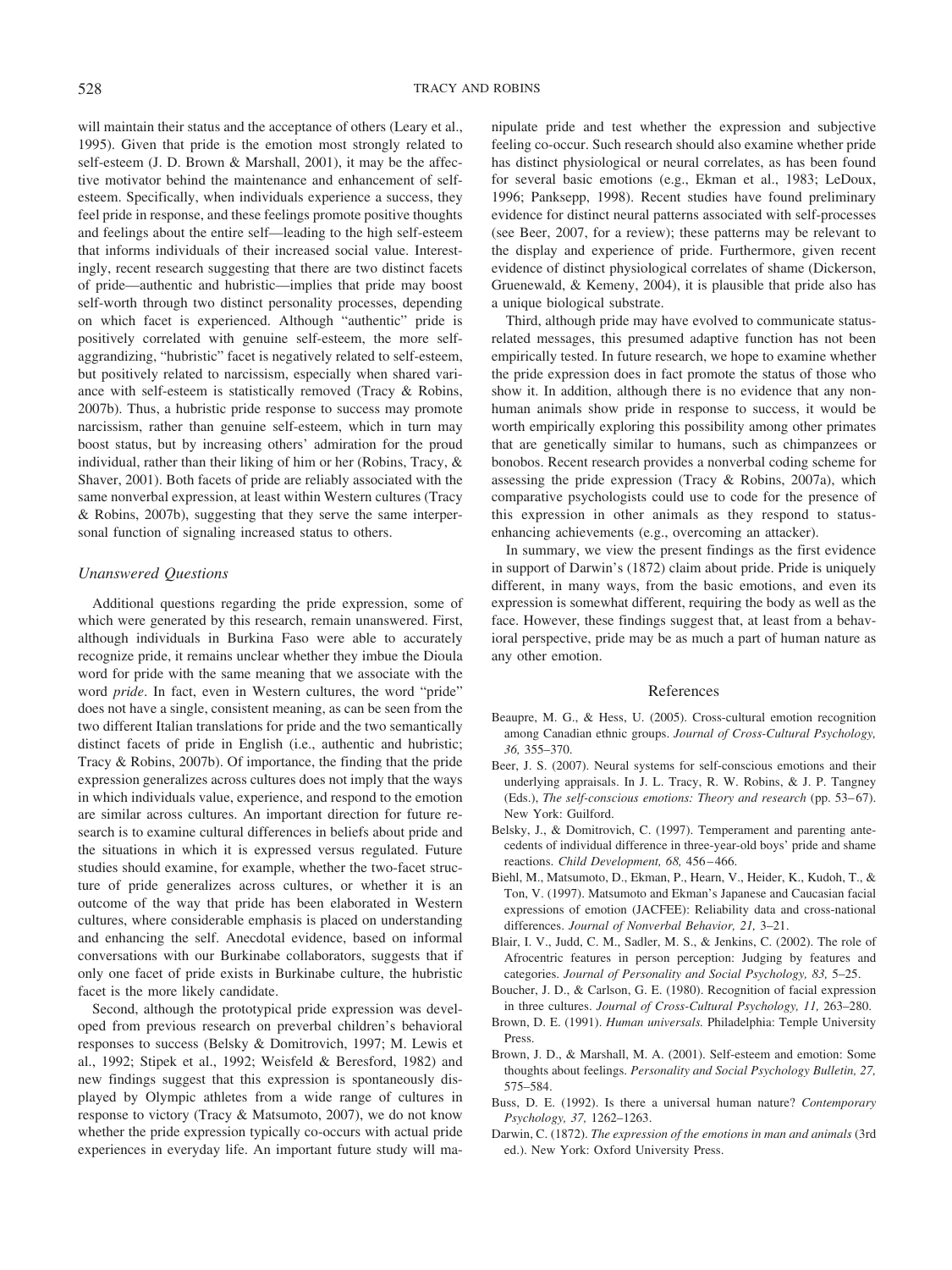will maintain their status and the acceptance of others (Leary et al., 1995). Given that pride is the emotion most strongly related to self-esteem (J. D. Brown & Marshall, 2001), it may be the affective motivator behind the maintenance and enhancement of self-esteem. Specifically, when individuals experience a success, they feel pride in response, and these feelings promote positive thoughts and feelings about the entire self—leading to the high self-esteem that informs individuals of their increased social value. Interestingly, recent research suggesting that there are two distinct facets of pride—authentic and hubristic—implies that pride may boost self-worth through two distinct personality processes, depending on which facet is experienced. Although "authentic" pride is positively correlated with genuine self-esteem, the more self-aggrandizing, "hubristic" facet is negatively related to self-esteem, but positively related to narcissism, especially when shared variance with self-esteem is statistically removed (Tracy & Robins, 2007b). Thus, a hubristic pride response to success may promote narcissism, rather than genuine self-esteem, which in turn may boost status, but by increasing others' admiration for the proud individual, rather than their liking of him or her (Robins, Tracy, & Shaver, 2001). Both facets of pride are reliably associated with the same nonverbal expression, at least within Western cultures (Tracy & Robins, 2007b), suggesting that they serve the same interpersonal function of signaling increased status to others.

### *Unanswered Questions*

Additional questions regarding the pride expression, some of which were generated by this research, remain unanswered. First, although individuals in Burkina Faso were able to accurately recognize pride, it remains unclear whether they imbue the Dioula word for pride with the same meaning that we associate with the word *pride*. In fact, even in Western cultures, the word "pride" does not have a single, consistent meaning, as can be seen from the two different Italian translations for pride and the two semantically distinct facets of pride in English (i.e., authentic and hubristic; Tracy & Robins, 2007b). Of importance, the finding that the pride expression generalizes across cultures does not imply that the ways in which individuals value, experience, and respond to the emotion are similar across cultures. An important direction for future research is to examine cultural differences in beliefs about pride and the situations in which it is expressed versus regulated. Future studies should examine, for example, whether the two-facet structure of pride generalizes across cultures, or whether it is an outcome of the way that pride has been elaborated in Western cultures, where considerable emphasis is placed on understanding and enhancing the self. Anecdotal evidence, based on informal conversations with our Burkinabe collaborators, suggests that if only one facet of pride exists in Burkinabe culture, the hubristic facet is the more likely candidate.

Second, although the prototypical pride expression was developed from previous research on preverbal children's behavioral responses to success (Belsky & Domitrovich, 1997; M. Lewis et al., 1992; Stipek et al., 1992; Weisfeld & Beresford, 1982) and new findings suggest that this expression is spontaneously displayed by Olympic athletes from a wide range of cultures in response to victory (Tracy & Matsumoto, 2007), we do not know whether the pride expression typically co-occurs with actual pride experiences in everyday life. An important future study will manipulate pride and test whether the expression and subjective feeling co-occur. Such research should also examine whether pride has distinct physiological or neural correlates, as has been found for several basic emotions (e.g., Ekman et al., 1983; LeDoux, 1996; Panksepp, 1998). Recent studies have found preliminary evidence for distinct neural patterns associated with self-processes (see Beer, 2007, for a review); these patterns may be relevant to the display and experience of pride. Furthermore, given recent evidence of distinct physiological correlates of shame (Dickerson, Gruenewald, & Kemeny, 2004), it is plausible that pride also has a unique biological substrate.

Third, although pride may have evolved to communicate status-related messages, this presumed adaptive function has not been empirically tested. In future research, we hope to examine whether the pride expression does in fact promote the status of those who show it. In addition, although there is no evidence that any non-human animals show pride in response to success, it would be worth empirically exploring this possibility among other primates that are genetically similar to humans, such as chimpanzees or bonobos. Recent research provides a nonverbal coding scheme for assessing the pride expression (Tracy & Robins, 2007a), which comparative psychologists could use to code for the presence of this expression in other animals as they respond to status-enhancing achievements (e.g., overcoming an attacker).

In summary, we view the present findings as the first evidence in support of Darwin's (1872) claim about pride. Pride is uniquely different, in many ways, from the basic emotions, and even its expression is somewhat different, requiring the body as well as the face. However, these findings suggest that, at least from a behavioral perspective, pride may be as much a part of human nature as any other emotion.

## References

Beaupre, M. G., & Hess, U. (2005). Cross-cultural emotion recognition among Canadian ethnic groups. *Journal of Cross-Cultural Psychology, 36,* 355–370.

Beer, J. S. (2007). Neural systems for self-conscious emotions and their underlying appraisals. In J. L. Tracy, R. W. Robins, & J. P. Tangney (Eds.), *The self-conscious emotions: Theory and research* (pp. 53–67). New York: Guilford.

Belsky, J., & Domitrovich, C. (1997). Temperament and parenting antecedents of individual difference in three-year-old boys' pride and shame reactions. *Child Development, 68,* 456–466.

Biehl, M., Matsumoto, D., Ekman, P., Hearn, V., Heider, K., Kudoh, T., & Ton, V. (1997). Matsumoto and Ekman's Japanese and Caucasian facial expressions of emotion (JACFEE): Reliability data and cross-national differences. *Journal of Nonverbal Behavior, 21,* 3–21.

Blair, I. V., Judd, C. M., Sadler, M. S., & Jenkins, C. (2002). The role of Afrocentric features in person perception: Judging by features and categories. *Journal of Personality and Social Psychology, 83,* 5–25.

Boucher, J. D., & Carlson, G. E. (1980). Recognition of facial expression in three cultures. *Journal of Cross-Cultural Psychology, 11,* 263–280.

Brown, D. E. (1991). *Human universals.* Philadelphia: Temple University Press.

Brown, J. D., & Marshall, M. A. (2001). Self-esteem and emotion: Some thoughts about feelings. *Personality and Social Psychology Bulletin, 27,* 575–584.

Buss, D. E. (1992). Is there a universal human nature? *Contemporary Psychology, 37,* 1262–1263.

Darwin, C. (1872). *The expression of the emotions in man and animals* (3rd ed.). New York: Oxford University Press.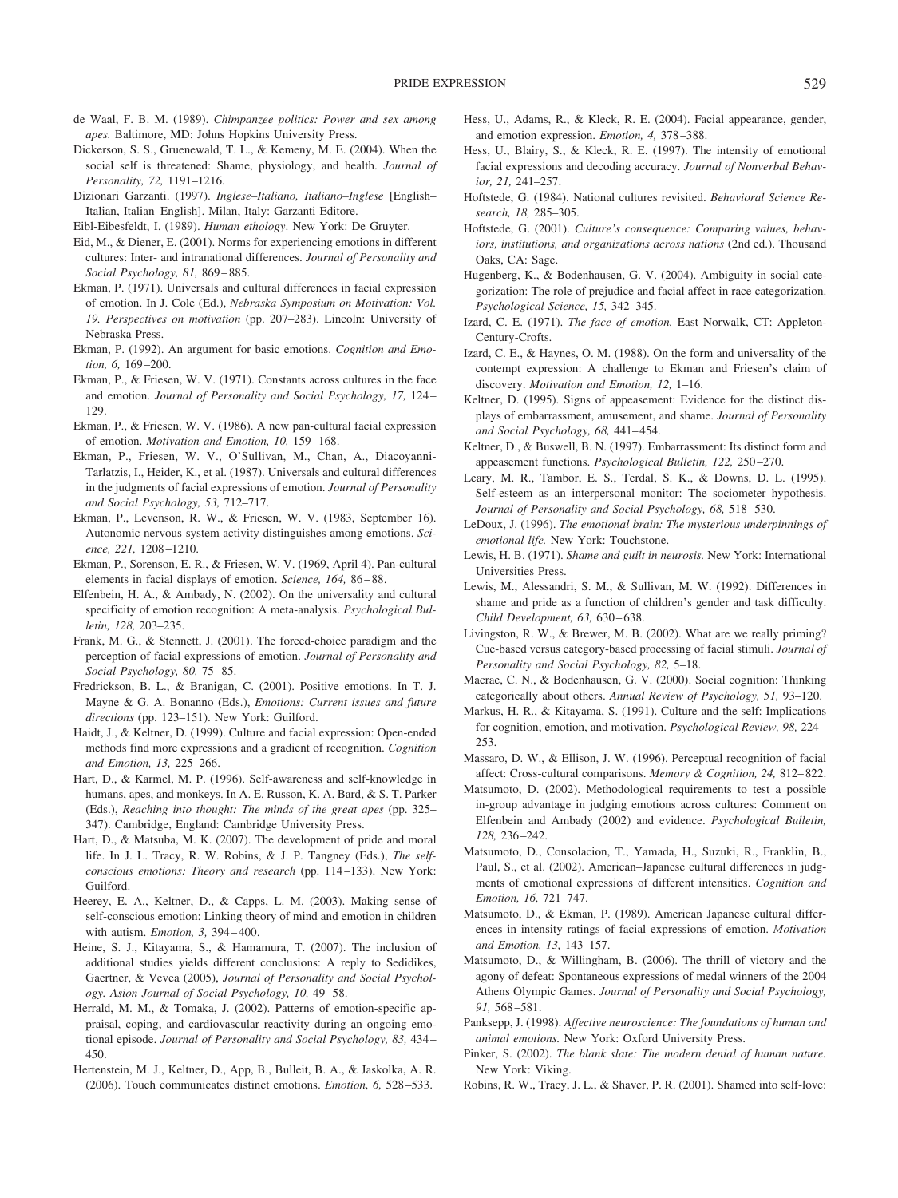de Waal, F. B. M. (1989). *Chimpanzee politics: Power and sex among apes.* Baltimore, MD: Johns Hopkins University Press.

Dickerson, S. S., Gruenewald, T. L., & Kemeny, M. E. (2004). When the social self is threatened: Shame, physiology, and health. *Journal of Personality, 72,* 1191–1216.

Dizionari Garzanti. (1997). *Inglese–Italiano, Italiano–Inglese* [English–Italian, Italian–English]. Milan, Italy: Garzanti Editore.

Eibl-Eibesfeldt, I. (1989). *Human ethology*. New York: De Gruyter.

Eid, M., & Diener, E. (2001). Norms for experiencing emotions in different cultures: Inter- and intranational differences. *Journal of Personality and Social Psychology, 81,* 869–885.

Ekman, P. (1971). Universals and cultural differences in facial expression of emotion. In J. Cole (Ed.), *Nebraska Symposium on Motivation: Vol. 19. Perspectives on motivation* (pp. 207–283). Lincoln: University of Nebraska Press.

Ekman, P. (1992). An argument for basic emotions. *Cognition and Emotion, 6,* 169–200.

Ekman, P., & Friesen, W. V. (1971). Constants across cultures in the face and emotion. *Journal of Personality and Social Psychology, 17,* 124–129.

Ekman, P., & Friesen, W. V. (1986). A new pan-cultural facial expression of emotion. *Motivation and Emotion, 10,* 159–168.

Ekman, P., Friesen, W. V., O'Sullivan, M., Chan, A., Diacoyanni-Tarlatzis, I., Heider, K., et al. (1987). Universals and cultural differences in the judgments of facial expressions of emotion. *Journal of Personality and Social Psychology, 53,* 712–717.

Ekman, P., Levenson, R. W., & Friesen, W. V. (1983, September 16). Autonomic nervous system activity distinguishes among emotions. *Science, 221,* 1208–1210.

Ekman, P., Sorenson, E. R., & Friesen, W. V. (1969, April 4). Pan-cultural elements in facial displays of emotion. *Science, 164,* 86–88.

Elfenbein, H. A., & Ambady, N. (2002). On the universality and cultural specificity of emotion recognition: A meta-analysis. *Psychological Bulletin, 128,* 203–235.

Frank, M. G., & Stennett, J. (2001). The forced-choice paradigm and the perception of facial expressions of emotion. *Journal of Personality and Social Psychology, 80,* 75–85.

Fredrickson, B. L., & Branigan, C. (2001). Positive emotions. In T. J. Mayne & G. A. Bonanno (Eds.), *Emotions: Current issues and future directions* (pp. 123–151). New York: Guilford.

Haidt, J., & Keltner, D. (1999). Culture and facial expression: Open-ended methods find more expressions and a gradient of recognition. *Cognition and Emotion, 13,* 225–266.

Hart, D., & Karmel, M. P. (1996). Self-awareness and self-knowledge in humans, apes, and monkeys. In A. E. Russon, K. A. Bard, & S. T. Parker (Eds.), *Reaching into thought: The minds of the great apes* (pp. 325–347). Cambridge, England: Cambridge University Press.

Hart, D., & Matsuba, M. K. (2007). The development of pride and moral life. In J. L. Tracy, R. W. Robins, & J. P. Tangney (Eds.), *The self-conscious emotions: Theory and research* (pp. 114–133). New York: Guilford.

Heerey, E. A., Keltner, D., & Capps, L. M. (2003). Making sense of self-conscious emotion: Linking theory of mind and emotion in children with autism. *Emotion, 3,* 394–400.

Heine, S. J., Kitayama, S., & Hamamura, T. (2007). The inclusion of additional studies yields different conclusions: A reply to Sedidikes, Gaertner, & Vevea (2005), *Journal of Personality and Social Psychology*. *Asion Journal of Social Psychology, 10,* 49–58.

Herrald, M. M., & Tomaka, J. (2002). Patterns of emotion-specific appraisal, coping, and cardiovascular reactivity during an ongoing emotional episode. *Journal of Personality and Social Psychology, 83,* 434–450.

Hertenstein, M. J., Keltner, D., App, B., Bulleit, B. A., & Jaskolka, A. R. (2006). Touch communicates distinct emotions. *Emotion, 6,* 528–533.

Hess, U., Adams, R., & Kleck, R. E. (2004). Facial appearance, gender, and emotion expression. *Emotion, 4,* 378–388.

Hess, U., Blairy, S., & Kleck, R. E. (1997). The intensity of emotional facial expressions and decoding accuracy. *Journal of Nonverbal Behavior, 21,* 241–257.

Hoftstede, G. (1984). National cultures revisited. *Behavioral Science Research, 18,* 285–305.

Hoftstede, G. (2001). *Culture's consequence: Comparing values, behaviors, institutions, and organizations across nations* (2nd ed.). Thousand Oaks, CA: Sage.

Hugenberg, K., & Bodenhausen, G. V. (2004). Ambiguity in social categorization: The role of prejudice and facial affect in race categorization. *Psychological Science, 15,* 342–345.

Izard, C. E. (1971). *The face of emotion.* East Norwalk, CT: Appleton-Century-Crofts.

Izard, C. E., & Haynes, O. M. (1988). On the form and universality of the contempt expression: A challenge to Ekman and Friesen's claim of discovery. *Motivation and Emotion, 12,* 1–16.

Keltner, D. (1995). Signs of appeasement: Evidence for the distinct displays of embarrassment, amusement, and shame. *Journal of Personality and Social Psychology, 68,* 441–454.

Keltner, D., & Buswell, B. N. (1997). Embarrassment: Its distinct form and appeasement functions. *Psychological Bulletin, 122,* 250–270.

Leary, M. R., Tambor, E. S., Terdal, S. K., & Downs, D. L. (1995). Self-esteem as an interpersonal monitor: The sociometer hypothesis. *Journal of Personality and Social Psychology, 68,* 518–530.

LeDoux, J. (1996). *The emotional brain: The mysterious underpinnings of emotional life.* New York: Touchstone.

Lewis, H. B. (1971). *Shame and guilt in neurosis.* New York: International Universities Press.

Lewis, M., Alessandri, S. M., & Sullivan, M. W. (1992). Differences in shame and pride as a function of children's gender and task difficulty. *Child Development, 63,* 630–638.

Livingston, R. W., & Brewer, M. B. (2002). What are we really priming? Cue-based versus category-based processing of facial stimuli. *Journal of Personality and Social Psychology, 82,* 5–18.

Macrae, C. N., & Bodenhausen, G. V. (2000). Social cognition: Thinking categorically about others. *Annual Review of Psychology, 51,* 93–120.

Markus, H. R., & Kitayama, S. (1991). Culture and the self: Implications for cognition, emotion, and motivation. *Psychological Review, 98,* 224–253.

Massaro, D. W., & Ellison, J. W. (1996). Perceptual recognition of facial affect: Cross-cultural comparisons. *Memory & Cognition, 24,* 812–822.

Matsumoto, D. (2002). Methodological requirements to test a possible in-group advantage in judging emotions across cultures: Comment on Elfenbein and Ambady (2002) and evidence. *Psychological Bulletin, 128,* 236–242.

Matsumoto, D., Consolacion, T., Yamada, H., Suzuki, R., Franklin, B., Paul, S., et al. (2002). American–Japanese cultural differences in judgments of emotional expressions of different intensities. *Cognition and Emotion, 16,* 721–747.

Matsumoto, D., & Ekman, P. (1989). American Japanese cultural differences in intensity ratings of facial expressions of emotion. *Motivation and Emotion, 13,* 143–157.

Matsumoto, D., & Willingham, B. (2006). The thrill of victory and the agony of defeat: Spontaneous expressions of medal winners of the 2004 Athens Olympic Games. *Journal of Personality and Social Psychology, 91,* 568–581.

Panksepp, J. (1998). *Affective neuroscience: The foundations of human and animal emotions.* New York: Oxford University Press.

Pinker, S. (2002). *The blank slate: The modern denial of human nature.* New York: Viking.

Robins, R. W., Tracy, J. L., & Shaver, P. R. (2001). Shamed into self-love: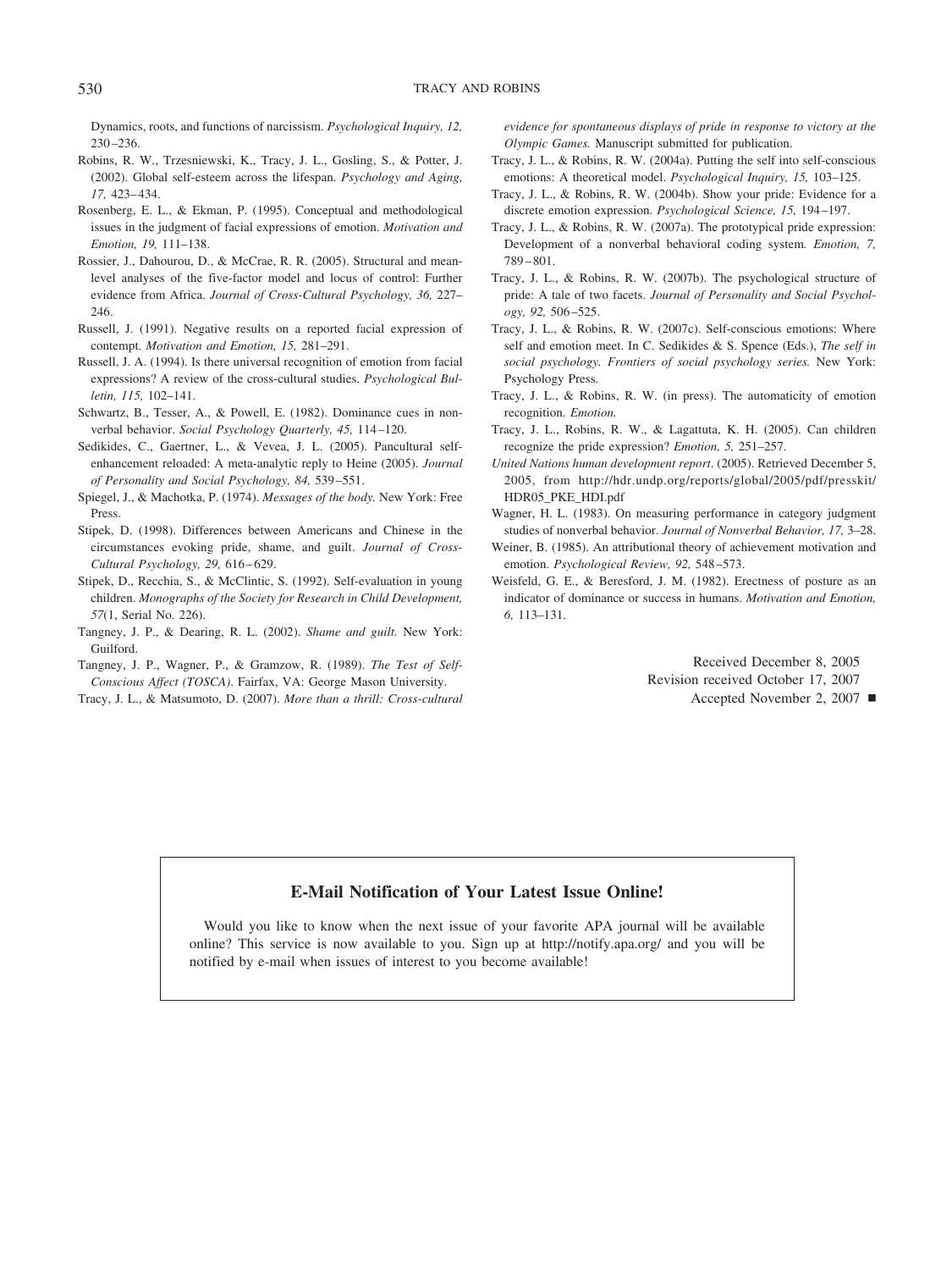Dynamics, roots, and functions of narcissism. *Psychological Inquiry, 12,* 230–236.

Robins, R. W., Trzesniewski, K., Tracy, J. L., Gosling, S., & Potter, J. (2002). Global self-esteem across the lifespan. *Psychology and Aging, 17,* 423–434.

Rosenberg, E. L., & Ekman, P. (1995). Conceptual and methodological issues in the judgment of facial expressions of emotion. *Motivation and Emotion, 19,* 111–138.

Rossier, J., Dahourou, D., & McCrae, R. R. (2005). Structural and mean-level analyses of the five-factor model and locus of control: Further evidence from Africa. *Journal of Cross-Cultural Psychology, 36,* 227–246.

Russell, J. (1991). Negative results on a reported facial expression of contempt. *Motivation and Emotion, 15,* 281–291.

Russell, J. A. (1994). Is there universal recognition of emotion from facial expressions? A review of the cross-cultural studies. *Psychological Bulletin, 115,* 102–141.

Schwartz, B., Tesser, A., & Powell, E. (1982). Dominance cues in nonverbal behavior. *Social Psychology Quarterly, 45,* 114–120.

Sedikides, C., Gaertner, L., & Vevea, J. L. (2005). Pancultural self-enhancement reloaded: A meta-analytic reply to Heine (2005). *Journal of Personality and Social Psychology, 84,* 539–551.

Spiegel, J., & Machotka, P. (1974). *Messages of the body.* New York: Free Press.

Stipek, D. (1998). Differences between Americans and Chinese in the circumstances evoking pride, shame, and guilt. *Journal of Cross-Cultural Psychology, 29,* 616–629.

Stipek, D., Recchia, S., & McClintic, S. (1992). Self-evaluation in young children. *Monographs of the Society for Research in Child Development, 57*(1, Serial No. 226).

Tangney, J. P., & Dearing, R. L. (2002). *Shame and guilt.* New York: Guilford.

Tangney, J. P., Wagner, P., & Gramzow, R. (1989). *The Test of Self-Conscious Affect (TOSCA).* Fairfax, VA: George Mason University.

Tracy, J. L., & Matsumoto, D. (2007). *More than a thrill: Cross-cultural evidence for spontaneous displays of pride in response to victory at the Olympic Games.* Manuscript submitted for publication.

Tracy, J. L., & Robins, R. W. (2004a). Putting the self into self-conscious emotions: A theoretical model. *Psychological Inquiry, 15,* 103–125.

Tracy, J. L., & Robins, R. W. (2004b). Show your pride: Evidence for a discrete emotion expression. *Psychological Science, 15,* 194–197.

Tracy, J. L., & Robins, R. W. (2007a). The prototypical pride expression: Development of a nonverbal behavioral coding system. *Emotion, 7,* 789–801.

Tracy, J. L., & Robins, R. W. (2007b). The psychological structure of pride: A tale of two facets. *Journal of Personality and Social Psychology, 92,* 506–525.

Tracy, J. L., & Robins, R. W. (2007c). Self-conscious emotions: Where self and emotion meet. In C. Sedikides & S. Spence (Eds.), *The self in social psychology. Frontiers of social psychology series.* New York: Psychology Press.

Tracy, J. L., & Robins, R. W. (in press). The automaticity of emotion recognition. *Emotion.*

Tracy, J. L., Robins, R. W., & Lagattuta, K. H. (2005). Can children recognize the pride expression? *Emotion, 5,* 251–257.

*United Nations human development report*. (2005). Retrieved December 5, 2005, from http://hdr.undp.org/reports/global/2005/pdf/presskit/HDR05_PKE_HDI.pdf

Wagner, H. L. (1983). On measuring performance in category judgment studies of nonverbal behavior. *Journal of Nonverbal Behavior, 17,* 3–28.

Weiner, B. (1985). An attributional theory of achievement motivation and emotion. *Psychological Review, 92,* 548–573.

Weisfeld, G. E., & Beresford, J. M. (1982). Erectness of posture as an indicator of dominance or success in humans. *Motivation and Emotion, 6,* 113–131.

Received December 8, 2005
Revision received October 17, 2007
Accepted November 2, 2007 ■

## E-Mail Notification of Your Latest Issue Online!

Would you like to know when the next issue of your favorite APA journal will be available online? This service is now available to you. Sign up at http://notify.apa.org/ and you will be notified by e-mail when issues of interest to you become available!